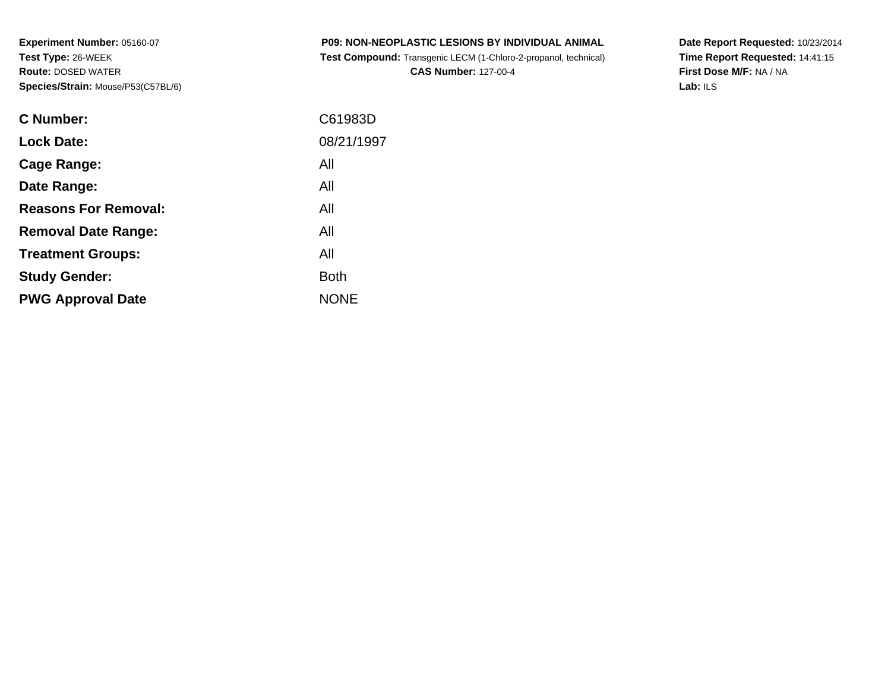**Experiment Number:** 05160-07
**Test Type:** 26-WEEK
**Route:** DOSED WATER
**Species/Strain:** Mouse/P53(C57BL/6)

**P09: NON-NEOPLASTIC LESIONS BY INDIVIDUAL ANIMAL**
**Test Compound:** Transgenic LECM (1-Chloro-2-propanol, technical)
**CAS Number:** 127-00-4

**Date Report Requested:** 10/23/2014
**Time Report Requested:** 14:41:15
**First Dose M/F:** NA / NA
**Lab:** ILS

| | |
|---|---|
| **C Number:** | C61983D |
| **Lock Date:** | 08/21/1997 |
| **Cage Range:** | All |
| **Date Range:** | All |
| **Reasons For Removal:** | All |
| **Removal Date Range:** | All |
| **Treatment Groups:** | All |
| **Study Gender:** | Both |
| **PWG Approval Date** | NONE |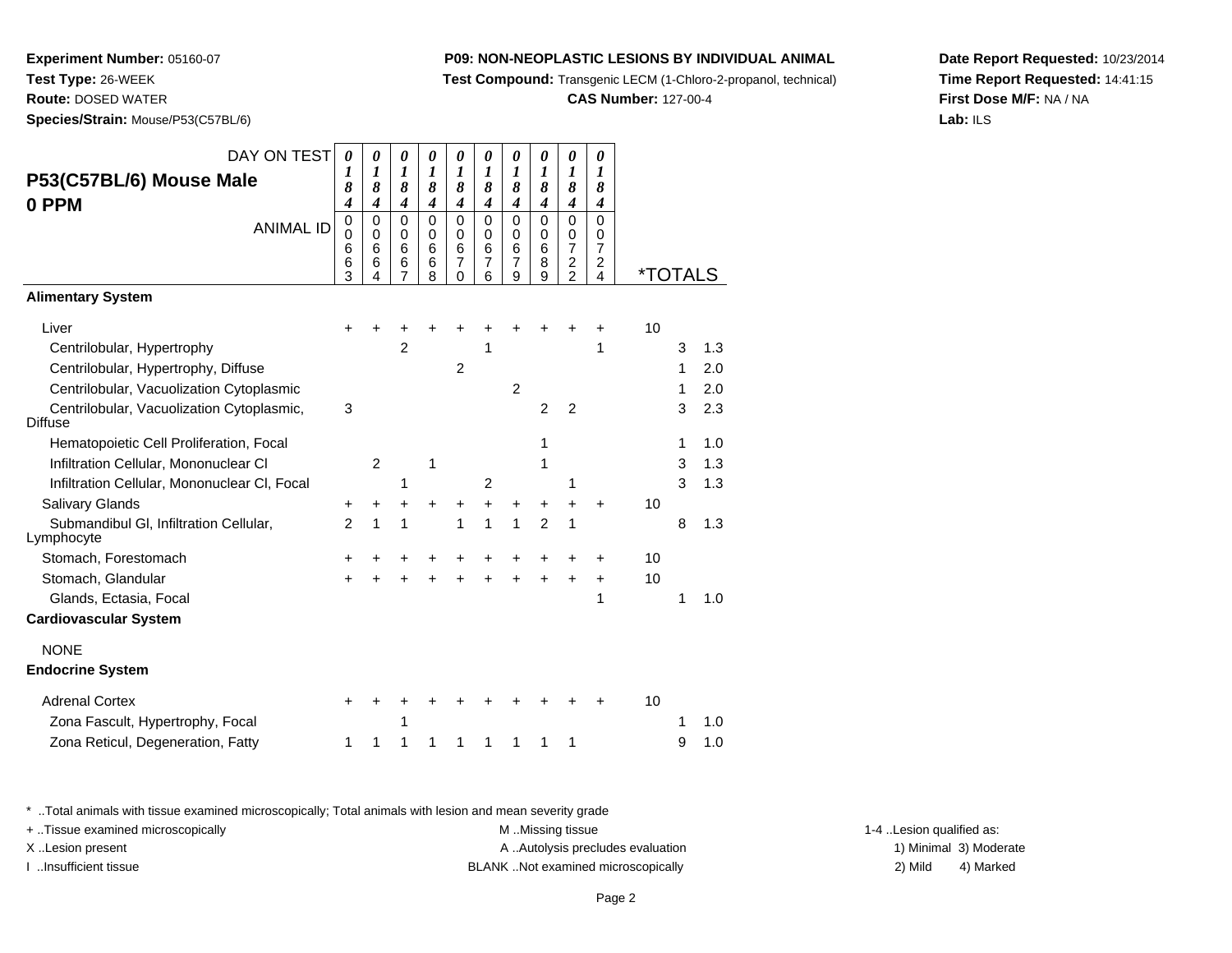**Experiment Number:** 05160-07
**Test Type:** 26-WEEK
**Route:** DOSED WATER
**Species/Strain:** Mouse/P53(C57BL/6)

**P09: NON-NEOPLASTIC LESIONS BY INDIVIDUAL ANIMAL**
**Test Compound:** Transgenic LECM (1-Chloro-2-propanol, technical)
**CAS Number:** 127-00-4

**Date Report Requested:** 10/23/2014
**Time Report Requested:** 14:41:15
**First Dose M/F:** NA / NA
**Lab:** ILS

## P53(C57BL/6) Mouse Male 0 PPM

| DAY ON TEST | 0184 | 0184 | 0184 | 0184 | 0184 | 0184 | 0184 | 0184 | 0184 | 0184 | | | |
|---|---|---|---|---|---|---|---|---|---|---|---|---|---|
| ANIMAL ID | 00663 | 00664 | 00667 | 00668 | 00670 | 00676 | 00679 | 00689 | 00722 | 00724 | *TOTALS | | |
| **Alimentary System** | | | | | | | | | | | | | |
| Liver | + | + | + | + | + | + | + | + | + | + | 10 | | |
| Centrilobular, Hypertrophy | | | 2 | | | 1 | | | | 1 | | 3 | 1.3 |
| Centrilobular, Hypertrophy, Diffuse | | | | | 2 | | | | | | | 1 | 2.0 |
| Centrilobular, Vacuolization Cytoplasmic | | | | | | | 2 | | | | | 1 | 2.0 |
| Centrilobular, Vacuolization Cytoplasmic, Diffuse | 3 | | | | | | | 2 | 2 | | | 3 | 2.3 |
| Hematopoietic Cell Proliferation, Focal | | | | | | | | 1 | | | | 1 | 1.0 |
| Infiltration Cellular, Mononuclear Cl | | 2 | | 1 | | | | 1 | | | | 3 | 1.3 |
| Infiltration Cellular, Mononuclear Cl, Focal | | | 1 | | | 2 | | | 1 | | | 3 | 1.3 |
| Salivary Glands | + | + | + | + | + | + | + | + | + | + | 10 | | |
| Submandibul Gl, Infiltration Cellular, Lymphocyte | 2 | 1 | 1 | | 1 | 1 | 1 | 2 | 1 | | | 8 | 1.3 |
| Stomach, Forestomach | + | + | + | + | + | + | + | + | + | + | 10 | | |
| Stomach, Glandular | + | + | + | + | + | + | + | + | + | + | 10 | | |
| Glands, Ectasia, Focal | | | | | | | | | | 1 | | 1 | 1.0 |
| **Cardiovascular System** | | | | | | | | | | | | | |
| NONE | | | | | | | | | | | | | |
| **Endocrine System** | | | | | | | | | | | | | |
| Adrenal Cortex | + | + | + | + | + | + | + | + | + | + | 10 | | |
| Zona Fascult, Hypertrophy, Focal | | | 1 | | | | | | | | | 1 | 1.0 |
| Zona Reticul, Degeneration, Fatty | 1 | 1 | 1 | 1 | 1 | 1 | 1 | 1 | 1 | | | 9 | 1.0 |

* ..Total animals with tissue examined microscopically; Total animals with lesion and mean severity grade
+ ..Tissue examined microscopically
X ..Lesion present
I ..Insufficient tissue

M ..Missing tissue
A ..Autolysis precludes evaluation
BLANK ..Not examined microscopically

1-4 ..Lesion qualified as:
1) Minimal 3) Moderate
2) Mild 4) Marked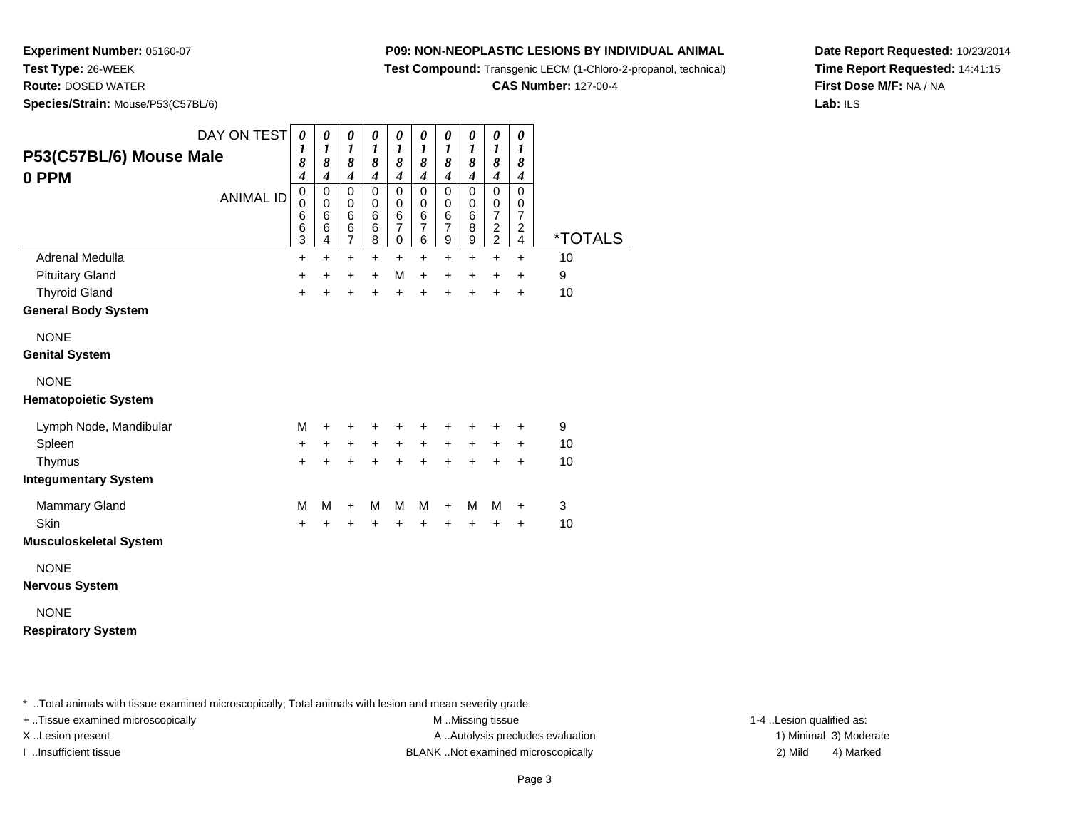**Experiment Number:** 05160-07
**Test Type:** 26-WEEK
**Route:** DOSED WATER
**Species/Strain:** Mouse/P53(C57BL/6)

**P09: NON-NEOPLASTIC LESIONS BY INDIVIDUAL ANIMAL**
**Test Compound:** Transgenic LECM (1-Chloro-2-propanol, technical)
**CAS Number:** 127-00-4

**Date Report Requested:** 10/23/2014
**Time Report Requested:** 14:41:15
**First Dose M/F:** NA / NA
**Lab:** ILS

| P53(C57BL/6) Mouse Male 0 PPM — DAY ON TEST | 0184 | 0184 | 0184 | 0184 | 0184 | 0184 | 0184 | 0184 | 0184 | 0184 | |
|---|---|---|---|---|---|---|---|---|---|---|---|
| ANIMAL ID | 00663 | 00664 | 00667 | 00668 | 00670 | 00676 | 00679 | 00689 | 00722 | 00724 | *TOTALS |
| Adrenal Medulla | + | + | + | + | + | + | + | + | + | + | 10 |
| Pituitary Gland | + | + | + | + | M | + | + | + | + | + | 9 |
| Thyroid Gland | + | + | + | + | + | + | + | + | + | + | 10 |
| **General Body System** | | | | | | | | | | | |
| NONE | | | | | | | | | | | |
| **Genital System** | | | | | | | | | | | |
| NONE | | | | | | | | | | | |
| **Hematopoietic System** | | | | | | | | | | | |
| Lymph Node, Mandibular | M | + | + | + | + | + | + | + | + | + | 9 |
| Spleen | + | + | + | + | + | + | + | + | + | + | 10 |
| Thymus | + | + | + | + | + | + | + | + | + | + | 10 |
| **Integumentary System** | | | | | | | | | | | |
| Mammary Gland | M | M | + | M | M | M | + | M | M | + | 3 |
| Skin | + | + | + | + | + | + | + | + | + | + | 10 |
| **Musculoskeletal System** | | | | | | | | | | | |
| NONE | | | | | | | | | | | |
| **Nervous System** | | | | | | | | | | | |
| NONE | | | | | | | | | | | |
| **Respiratory System** | | | | | | | | | | | |

* ..Total animals with tissue examined microscopically; Total animals with lesion and mean severity grade
+ ..Tissue examined microscopically
X ..Lesion present
I ..Insufficient tissue
M ..Missing tissue
A ..Autolysis precludes evaluation
BLANK ..Not examined microscopically
1-4 ..Lesion qualified as:
1) Minimal 3) Moderate
2) Mild 4) Marked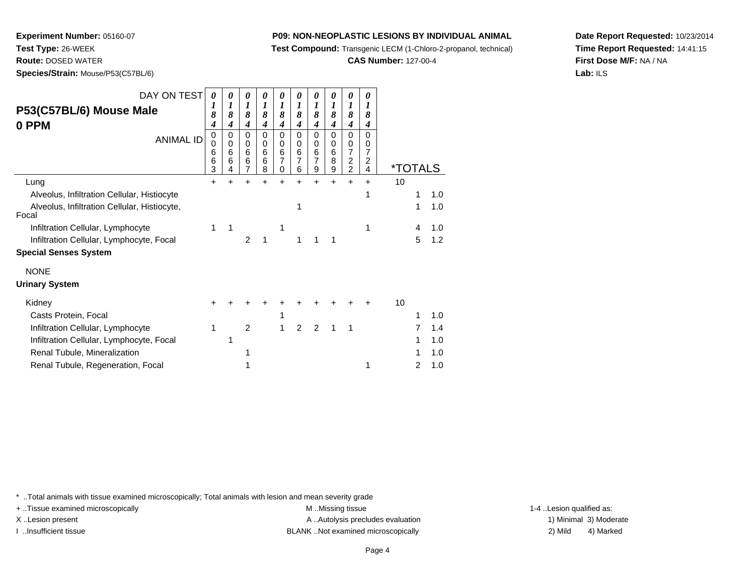**Experiment Number:** 05160-07
**Test Type:** 26-WEEK
**Route:** DOSED WATER
**Species/Strain:** Mouse/P53(C57BL/6)

**P09: NON-NEOPLASTIC LESIONS BY INDIVIDUAL ANIMAL**
**Test Compound:** Transgenic LECM (1-Chloro-2-propanol, technical)
**CAS Number:** 127-00-4

**Date Report Requested:** 10/23/2014
**Time Report Requested:** 14:41:15
**First Dose M/F:** NA / NA
**Lab:** ILS

## P53(C57BL/6) Mouse Male 0 PPM

| DAY ON TEST | 0184 | 0184 | 0184 | 0184 | 0184 | 0184 | 0184 | 0184 | 0184 | 0184 | *TOTALS | | |
|---|---|---|---|---|---|---|---|---|---|---|---|---|---|
| ANIMAL ID | 00663 | 00664 | 00667 | 00668 | 00670 | 00676 | 00679 | 00689 | 00722 | 00724 | | | |
| Lung | + | + | + | + | + | + | + | + | + | + | 10 | | |
| Alveolus, Infiltration Cellular, Histiocyte | | | | | | | | | | 1 | | 1 | 1.0 |
| Alveolus, Infiltration Cellular, Histiocyte, Focal | | | | | | 1 | | | | | | 1 | 1.0 |
| Infiltration Cellular, Lymphocyte | 1 | 1 | | | 1 | | | | | 1 | | 4 | 1.0 |
| Infiltration Cellular, Lymphocyte, Focal | | | 2 | 1 | | 1 | 1 | 1 | | | | 5 | 1.2 |
| **Special Senses System** | | | | | | | | | | | | | |
| NONE | | | | | | | | | | | | | |
| **Urinary System** | | | | | | | | | | | | | |
| Kidney | + | + | + | + | + | + | + | + | + | + | 10 | | |
| Casts Protein, Focal | | | | | 1 | | | | | | | 1 | 1.0 |
| Infiltration Cellular, Lymphocyte | 1 | | 2 | | 1 | 2 | 2 | 1 | 1 | | | 7 | 1.4 |
| Infiltration Cellular, Lymphocyte, Focal | | 1 | | | | | | | | | | 1 | 1.0 |
| Renal Tubule, Mineralization | | | 1 | | | | | | | | | 1 | 1.0 |
| Renal Tubule, Regeneration, Focal | | | 1 | | | | | | | 1 | | 2 | 1.0 |

* ..Total animals with tissue examined microscopically; Total animals with lesion and mean severity grade
+ ..Tissue examined microscopically
X ..Lesion present
I ..Insufficient tissue
M ..Missing tissue
A ..Autolysis precludes evaluation
BLANK ..Not examined microscopically
1-4 ..Lesion qualified as:
1) Minimal 3) Moderate
2) Mild 4) Marked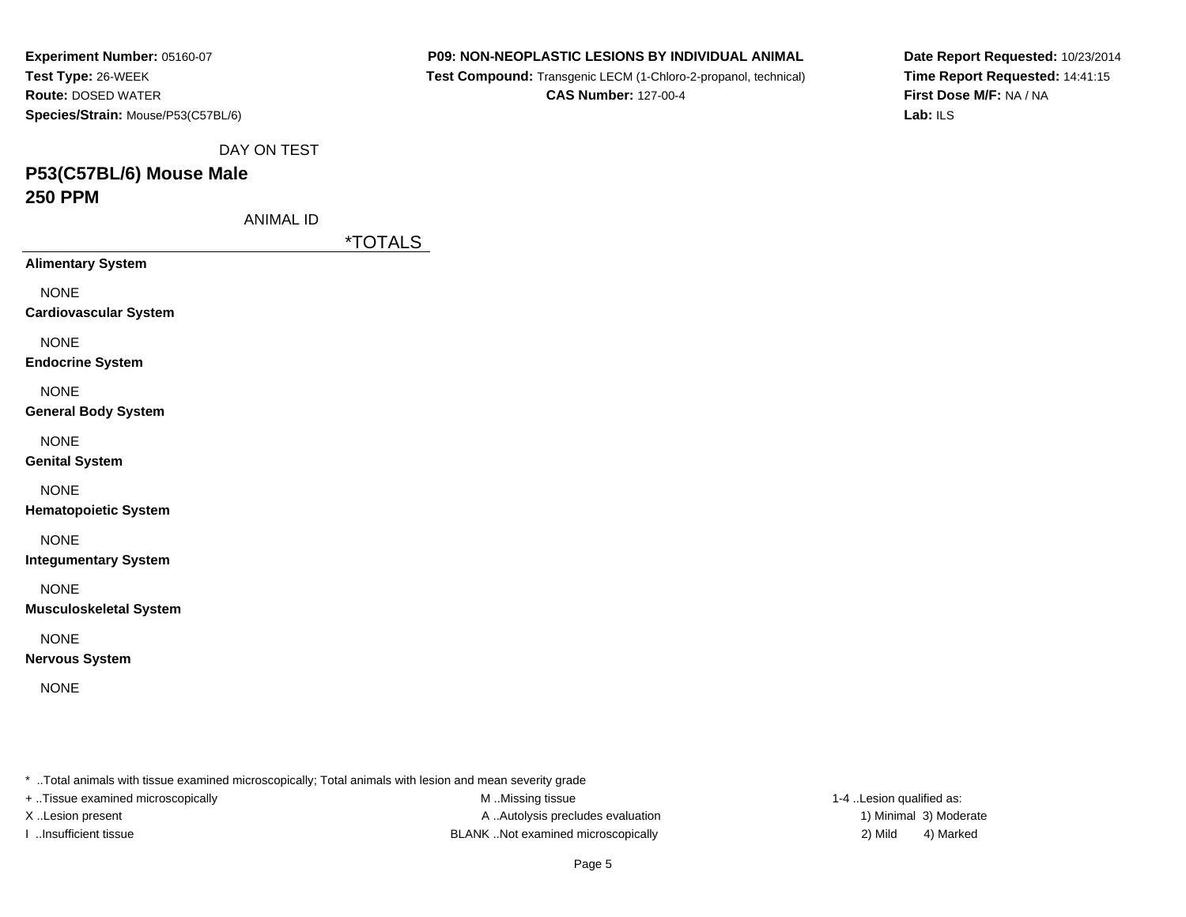**Experiment Number:** 05160-07
**Test Type:** 26-WEEK
**Route:** DOSED WATER
**Species/Strain:** Mouse/P53(C57BL/6)

**P09: NON-NEOPLASTIC LESIONS BY INDIVIDUAL ANIMAL**
**Test Compound:** Transgenic LECM (1-Chloro-2-propanol, technical)
**CAS Number:** 127-00-4

**Date Report Requested:** 10/23/2014
**Time Report Requested:** 14:41:15
**First Dose M/F:** NA / NA
**Lab:** ILS

DAY ON TEST

## P53(C57BL/6) Mouse Male
## 250 PPM

ANIMAL ID

| | *TOTALS |
|---|---|
| **Alimentary System** | |
| NONE | |
| **Cardiovascular System** | |
| NONE | |
| **Endocrine System** | |
| NONE | |
| **General Body System** | |
| NONE | |
| **Genital System** | |
| NONE | |
| **Hematopoietic System** | |
| NONE | |
| **Integumentary System** | |
| NONE | |
| **Musculoskeletal System** | |
| NONE | |
| **Nervous System** | |
| NONE | |

* ..Total animals with tissue examined microscopically; Total animals with lesion and mean severity grade

+ ..Tissue examined microscopically
X ..Lesion present
I ..Insufficient tissue

M ..Missing tissue
A ..Autolysis precludes evaluation
BLANK ..Not examined microscopically

1-4 ..Lesion qualified as:
1) Minimal 3) Moderate
2) Mild 4) Marked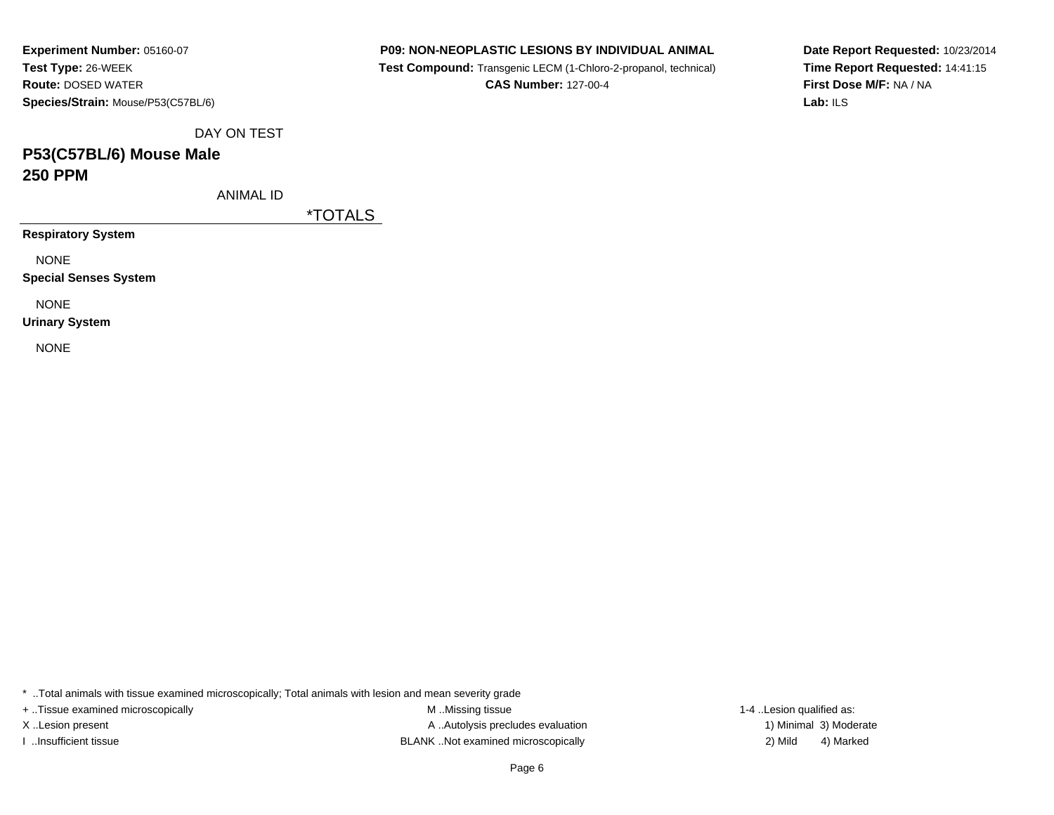**Experiment Number:** 05160-07
**Test Type:** 26-WEEK
**Route:** DOSED WATER
**Species/Strain:** Mouse/P53(C57BL/6)

**P09: NON-NEOPLASTIC LESIONS BY INDIVIDUAL ANIMAL**
**Test Compound:** Transgenic LECM (1-Chloro-2-propanol, technical)
**CAS Number:** 127-00-4

**Date Report Requested:** 10/23/2014
**Time Report Requested:** 14:41:15
**First Dose M/F:** NA / NA
**Lab:** ILS

DAY ON TEST

## P53(C57BL/6) Mouse Male
## 250 PPM

ANIMAL ID

| | *TOTALS |
|---|---|
| **Respiratory System** | |
| NONE | |
| **Special Senses System** | |
| NONE | |
| **Urinary System** | |
| NONE | |

* ..Total animals with tissue examined microscopically; Total animals with lesion and mean severity grade
+ ..Tissue examined microscopically
X ..Lesion present
I ..Insufficient tissue
M ..Missing tissue
A ..Autolysis precludes evaluation
BLANK ..Not examined microscopically
1-4 ..Lesion qualified as:
1) Minimal 3) Moderate
2) Mild 4) Marked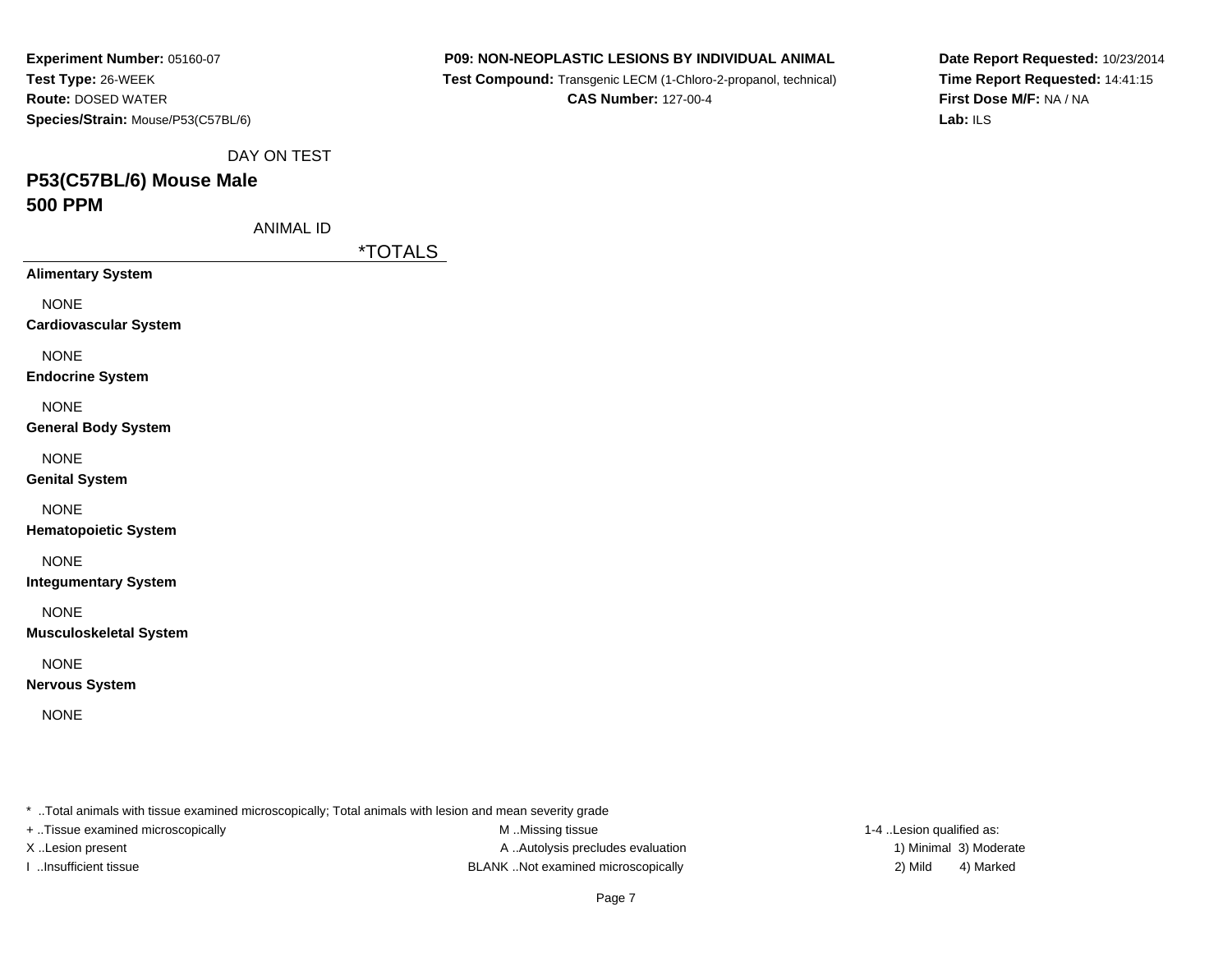**Experiment Number:** 05160-07
**Test Type:** 26-WEEK
**Route:** DOSED WATER
**Species/Strain:** Mouse/P53(C57BL/6)

**P09: NON-NEOPLASTIC LESIONS BY INDIVIDUAL ANIMAL**
**Test Compound:** Transgenic LECM (1-Chloro-2-propanol, technical)
**CAS Number:** 127-00-4

**Date Report Requested:** 10/23/2014
**Time Report Requested:** 14:41:15
**First Dose M/F:** NA / NA
**Lab:** ILS

DAY ON TEST

## P53(C57BL/6) Mouse Male
## 500 PPM

ANIMAL ID

| | *TOTALS |
|---|---|
| **Alimentary System** | |
| NONE | |
| **Cardiovascular System** | |
| NONE | |
| **Endocrine System** | |
| NONE | |
| **General Body System** | |
| NONE | |
| **Genital System** | |
| NONE | |
| **Hematopoietic System** | |
| NONE | |
| **Integumentary System** | |
| NONE | |
| **Musculoskeletal System** | |
| NONE | |
| **Nervous System** | |
| NONE | |

* ..Total animals with tissue examined microscopically; Total animals with lesion and mean severity grade
+ ..Tissue examined microscopically
X ..Lesion present
I ..Insufficient tissue
M ..Missing tissue
A ..Autolysis precludes evaluation
BLANK ..Not examined microscopically
1-4 ..Lesion qualified as:
1) Minimal 3) Moderate
2) Mild 4) Marked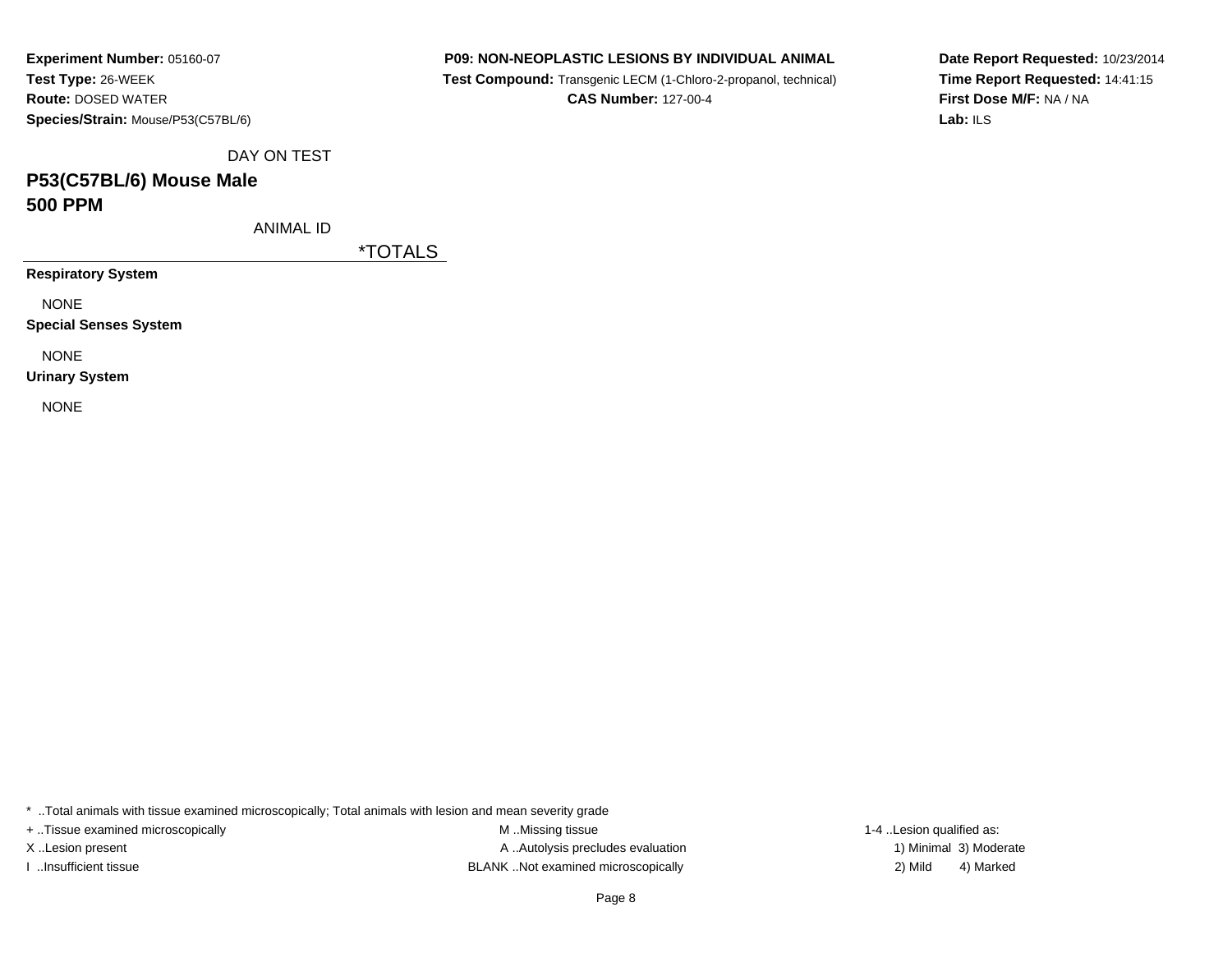**Experiment Number:** 05160-07
**Test Type:** 26-WEEK
**Route:** DOSED WATER
**Species/Strain:** Mouse/P53(C57BL/6)

**P09: NON-NEOPLASTIC LESIONS BY INDIVIDUAL ANIMAL**
**Test Compound:** Transgenic LECM (1-Chloro-2-propanol, technical)
**CAS Number:** 127-00-4

**Date Report Requested:** 10/23/2014
**Time Report Requested:** 14:41:15
**First Dose M/F:** NA / NA
**Lab:** ILS

DAY ON TEST

## P53(C57BL/6) Mouse Male
## 500 PPM

ANIMAL ID

*TOTALS

**Respiratory System**

NONE

**Special Senses System**

NONE

**Urinary System**

NONE

* ..Total animals with tissue examined microscopically; Total animals with lesion and mean severity grade
+ ..Tissue examined microscopically
X ..Lesion present
I ..Insufficient tissue
M ..Missing tissue
A ..Autolysis precludes evaluation
BLANK ..Not examined microscopically
1-4 ..Lesion qualified as:
1) Minimal 3) Moderate
2) Mild 4) Marked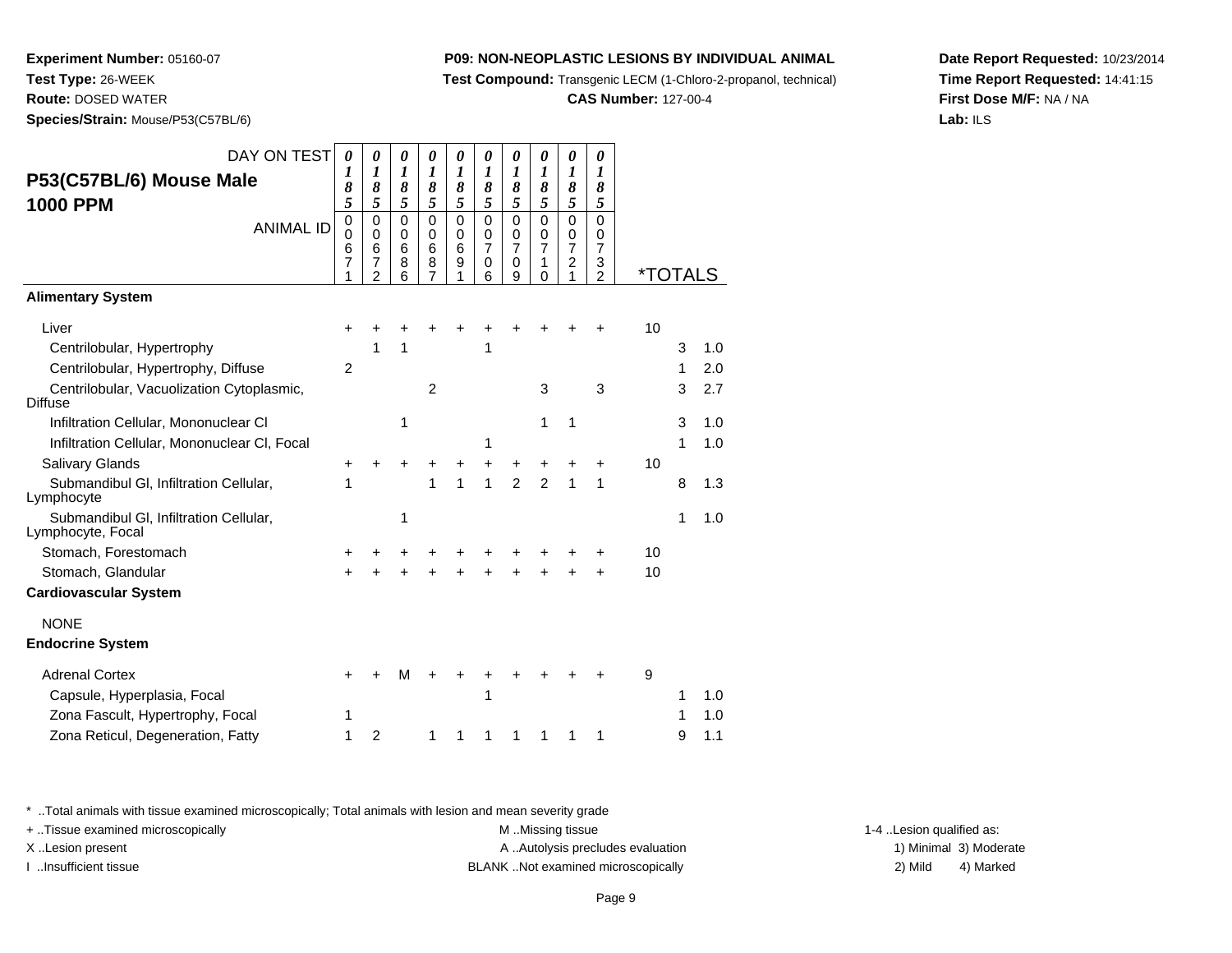**Experiment Number:** 05160-07
**Test Type:** 26-WEEK
**Route:** DOSED WATER
**Species/Strain:** Mouse/P53(C57BL/6)

**P09: NON-NEOPLASTIC LESIONS BY INDIVIDUAL ANIMAL**
**Test Compound:** Transgenic LECM (1-Chloro-2-propanol, technical)
**CAS Number:** 127-00-4

**Date Report Requested:** 10/23/2014
**Time Report Requested:** 14:41:15
**First Dose M/F:** NA / NA
**Lab:** ILS

## P53(C57BL/6) Mouse Male 1000 PPM

| DAY ON TEST | 0185 | 0185 | 0185 | 0185 | 0185 | 0185 | 0185 | 0185 | 0185 | 0185 | | | |
|---|---|---|---|---|---|---|---|---|---|---|---|---|---|
| ANIMAL ID | 00671 | 00672 | 00686 | 00687 | 00691 | 00706 | 00709 | 00710 | 00721 | 00732 | *TOTALS | | |
| **Alimentary System** | | | | | | | | | | | | | |
| Liver | + | + | + | + | + | + | + | + | + | + | 10 | | |
| Centrilobular, Hypertrophy | | 1 | 1 | | | 1 | | | | | | 3 | 1.0 |
| Centrilobular, Hypertrophy, Diffuse | 2 | | | | | | | | | | | 1 | 2.0 |
| Centrilobular, Vacuolization Cytoplasmic, Diffuse | | | | 2 | | | | 3 | | 3 | | 3 | 2.7 |
| Infiltration Cellular, Mononuclear Cl | | | 1 | | | | | 1 | 1 | | | 3 | 1.0 |
| Infiltration Cellular, Mononuclear Cl, Focal | | | | | | 1 | | | | | | 1 | 1.0 |
| Salivary Glands | + | + | + | + | + | + | + | + | + | + | 10 | | |
| Submandibul Gl, Infiltration Cellular, Lymphocyte | 1 | | | 1 | 1 | 1 | 2 | 2 | 1 | 1 | | 8 | 1.3 |
| Submandibul Gl, Infiltration Cellular, Lymphocyte, Focal | | | 1 | | | | | | | | | 1 | 1.0 |
| Stomach, Forestomach | + | + | + | + | + | + | + | + | + | + | 10 | | |
| Stomach, Glandular | + | + | + | + | + | + | + | + | + | + | 10 | | |
| **Cardiovascular System** | | | | | | | | | | | | | |
| NONE | | | | | | | | | | | | | |
| **Endocrine System** | | | | | | | | | | | | | |
| Adrenal Cortex | + | + | M | + | + | + | + | + | + | + | 9 | | |
| Capsule, Hyperplasia, Focal | | | | | | 1 | | | | | | 1 | 1.0 |
| Zona Fascult, Hypertrophy, Focal | 1 | | | | | | | | | | | 1 | 1.0 |
| Zona Reticul, Degeneration, Fatty | 1 | 2 | | 1 | 1 | 1 | 1 | 1 | 1 | 1 | | 9 | 1.1 |

\* ..Total animals with tissue examined microscopically; Total animals with lesion and mean severity grade
\+ ..Tissue examined microscopically
X ..Lesion present
I ..Insufficient tissue
M ..Missing tissue
A ..Autolysis precludes evaluation
BLANK ..Not examined microscopically
1-4 ..Lesion qualified as:
1) Minimal 2) Mild 3) Moderate 4) Marked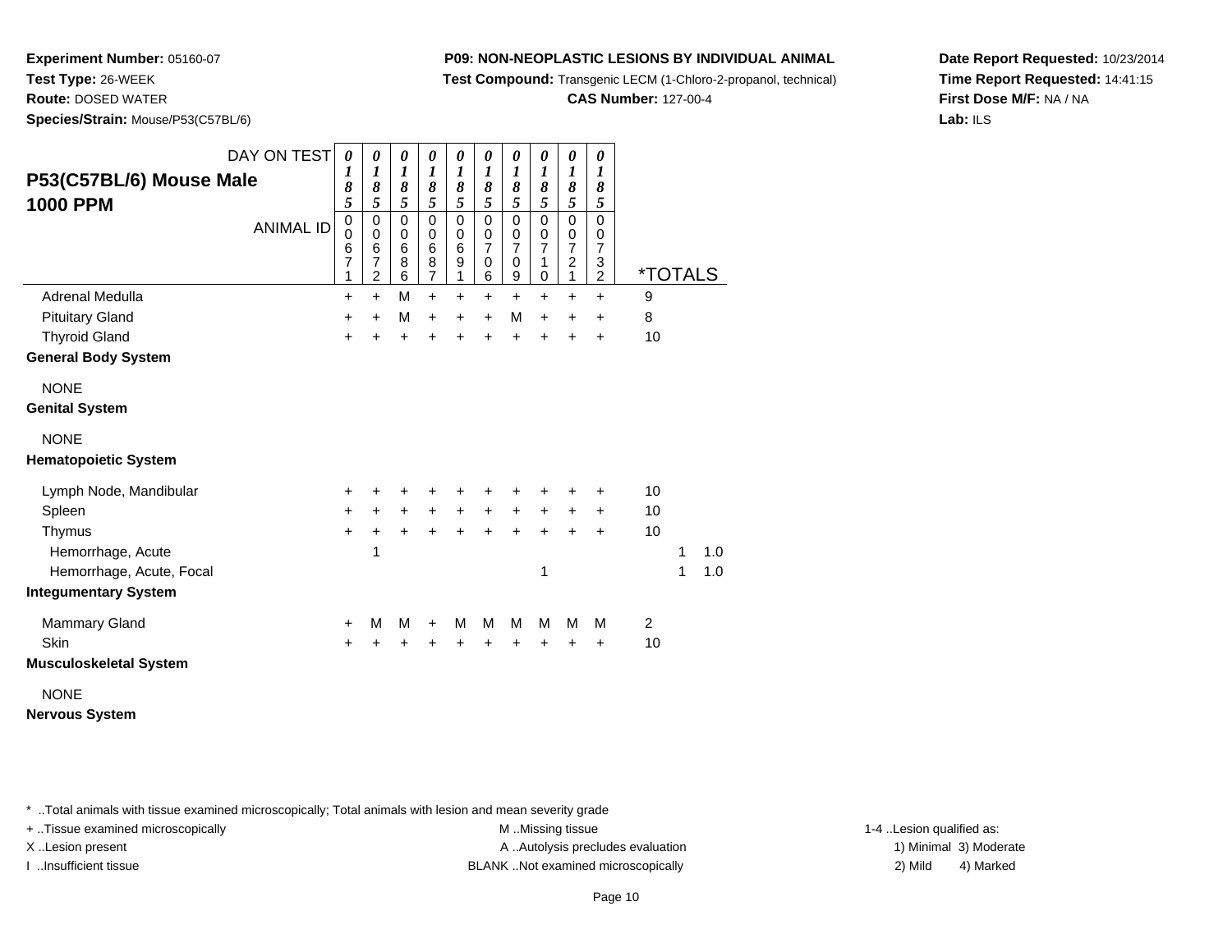**Experiment Number:** 05160-07
**Test Type:** 26-WEEK
**Route:** DOSED WATER
**Species/Strain:** Mouse/P53(C57BL/6)

**P09: NON-NEOPLASTIC LESIONS BY INDIVIDUAL ANIMAL**
**Test Compound:** Transgenic LECM (1-Chloro-2-propanol, technical)
**CAS Number:** 127-00-4

**Date Report Requested:** 10/23/2014
**Time Report Requested:** 14:41:15
**First Dose M/F:** NA / NA
**Lab:** ILS

## P53(C57BL/6) Mouse Male 1000 PPM

| DAY ON TEST | 0185 | 0185 | 0185 | 0185 | 0185 | 0185 | 0185 | 0185 | 0185 | 0185 | | | |
|---|---|---|---|---|---|---|---|---|---|---|---|---|---|
| ANIMAL ID | 00671 | 00672 | 00686 | 00687 | 00691 | 00706 | 00709 | 00710 | 00721 | 00732 | *TOTALS | | |
| Adrenal Medulla | + | + | M | + | + | + | + | + | + | + | 9 | | |
| Pituitary Gland | + | + | M | + | + | + | M | + | + | + | 8 | | |
| Thyroid Gland | + | + | + | + | + | + | + | + | + | + | 10 | | |
| **General Body System** | | | | | | | | | | | | | |
| NONE | | | | | | | | | | | | | |
| **Genital System** | | | | | | | | | | | | | |
| NONE | | | | | | | | | | | | | |
| **Hematopoietic System** | | | | | | | | | | | | | |
| Lymph Node, Mandibular | + | + | + | + | + | + | + | + | + | + | 10 | | |
| Spleen | + | + | + | + | + | + | + | + | + | + | 10 | | |
| Thymus | + | + | + | + | + | + | + | + | + | + | 10 | | |
| Hemorrhage, Acute | | 1 | | | | | | | | | | 1 | 1.0 |
| Hemorrhage, Acute, Focal | | | | | | | | 1 | | | | 1 | 1.0 |
| **Integumentary System** | | | | | | | | | | | | | |
| Mammary Gland | + | M | M | + | M | M | M | M | M | M | 2 | | |
| Skin | + | + | + | + | + | + | + | + | + | + | 10 | | |
| **Musculoskeletal System** | | | | | | | | | | | | | |
| NONE | | | | | | | | | | | | | |
| **Nervous System** | | | | | | | | | | | | | |

\* ..Total animals with tissue examined microscopically; Total animals with lesion and mean severity grade
+ ..Tissue examined microscopically
X ..Lesion present
I ..Insufficient tissue
M ..Missing tissue
A ..Autolysis precludes evaluation
BLANK ..Not examined microscopically
1-4 ..Lesion qualified as:
1) Minimal 2) Mild 3) Moderate 4) Marked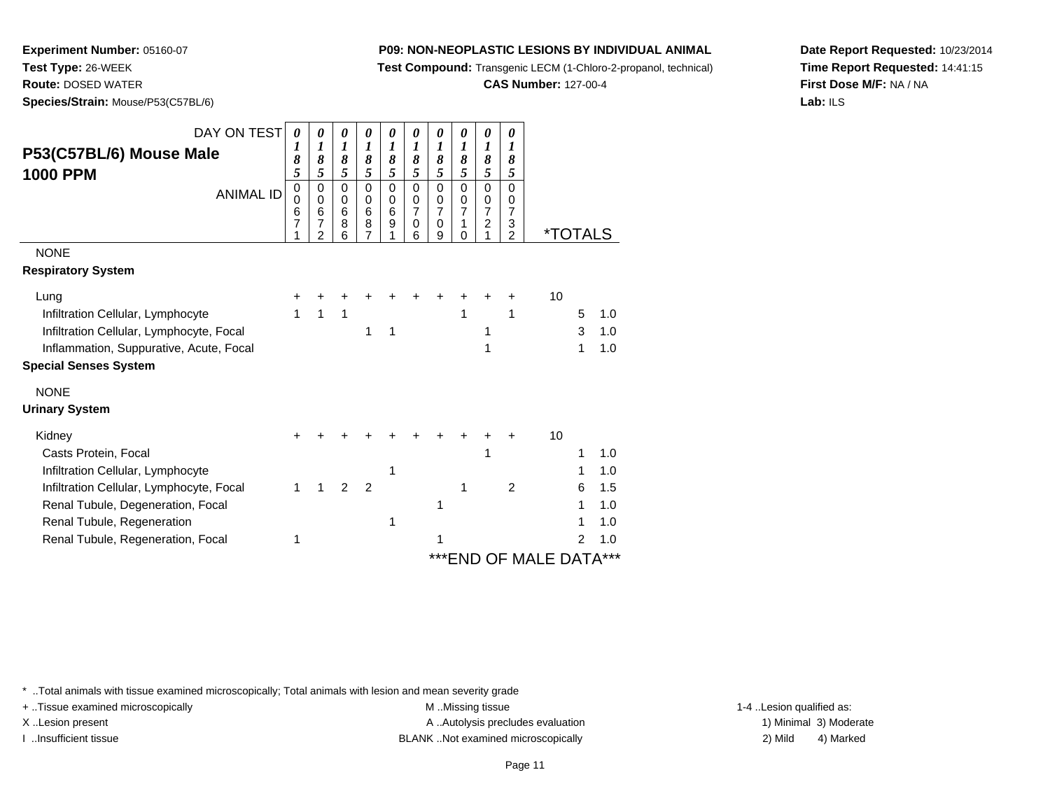**Experiment Number:** 05160-07
**Test Type:** 26-WEEK
**Route:** DOSED WATER
**Species/Strain:** Mouse/P53(C57BL/6)

**P09: NON-NEOPLASTIC LESIONS BY INDIVIDUAL ANIMAL**
**Test Compound:** Transgenic LECM (1-Chloro-2-propanol, technical)
**CAS Number:** 127-00-4

**Date Report Requested:** 10/23/2014
**Time Report Requested:** 14:41:15
**First Dose M/F:** NA / NA
**Lab:** ILS

## P53(C57BL/6) Mouse Male 1000 PPM

| DAY ON TEST | 0185 | 0185 | 0185 | 0185 | 0185 | 0185 | 0185 | 0185 | 0185 | 0185 | | | |
|---|---|---|---|---|---|---|---|---|---|---|---|---|---|
| ANIMAL ID | 00671 | 00672 | 00686 | 00687 | 00691 | 00706 | 00709 | 00710 | 00721 | 00732 | *TOTALS | | |
| NONE | | | | | | | | | | | | | |
| **Respiratory System** | | | | | | | | | | | | | |
| Lung | + | + | + | + | + | + | + | + | + | + | 10 | | |
| Infiltration Cellular, Lymphocyte | 1 | 1 | 1 | | | | | 1 | | 1 | | 5 | 1.0 |
| Infiltration Cellular, Lymphocyte, Focal | | | | 1 | 1 | | | | 1 | | | 3 | 1.0 |
| Inflammation, Suppurative, Acute, Focal | | | | | | | | | 1 | | | 1 | 1.0 |
| **Special Senses System** | | | | | | | | | | | | | |
| NONE | | | | | | | | | | | | | |
| **Urinary System** | | | | | | | | | | | | | |
| Kidney | + | + | + | + | + | + | + | + | + | + | 10 | | |
| Casts Protein, Focal | | | | | | | | | 1 | | | 1 | 1.0 |
| Infiltration Cellular, Lymphocyte | | | | | 1 | | | | | | | 1 | 1.0 |
| Infiltration Cellular, Lymphocyte, Focal | 1 | 1 | 2 | 2 | | | | 1 | | 2 | | 6 | 1.5 |
| Renal Tubule, Degeneration, Focal | | | | | | | 1 | | | | | 1 | 1.0 |
| Renal Tubule, Regeneration | | | | | 1 | | | | | | | 1 | 1.0 |
| Renal Tubule, Regeneration, Focal | 1 | | | | | | 1 | | | | | 2 | 1.0 |

***END OF MALE DATA***

\* ..Total animals with tissue examined microscopically; Total animals with lesion and mean severity grade
+ ..Tissue examined microscopically
X ..Lesion present
I ..Insufficient tissue
M ..Missing tissue
A ..Autolysis precludes evaluation
BLANK ..Not examined microscopically
1-4 ..Lesion qualified as:
1) Minimal 3) Moderate
2) Mild 4) Marked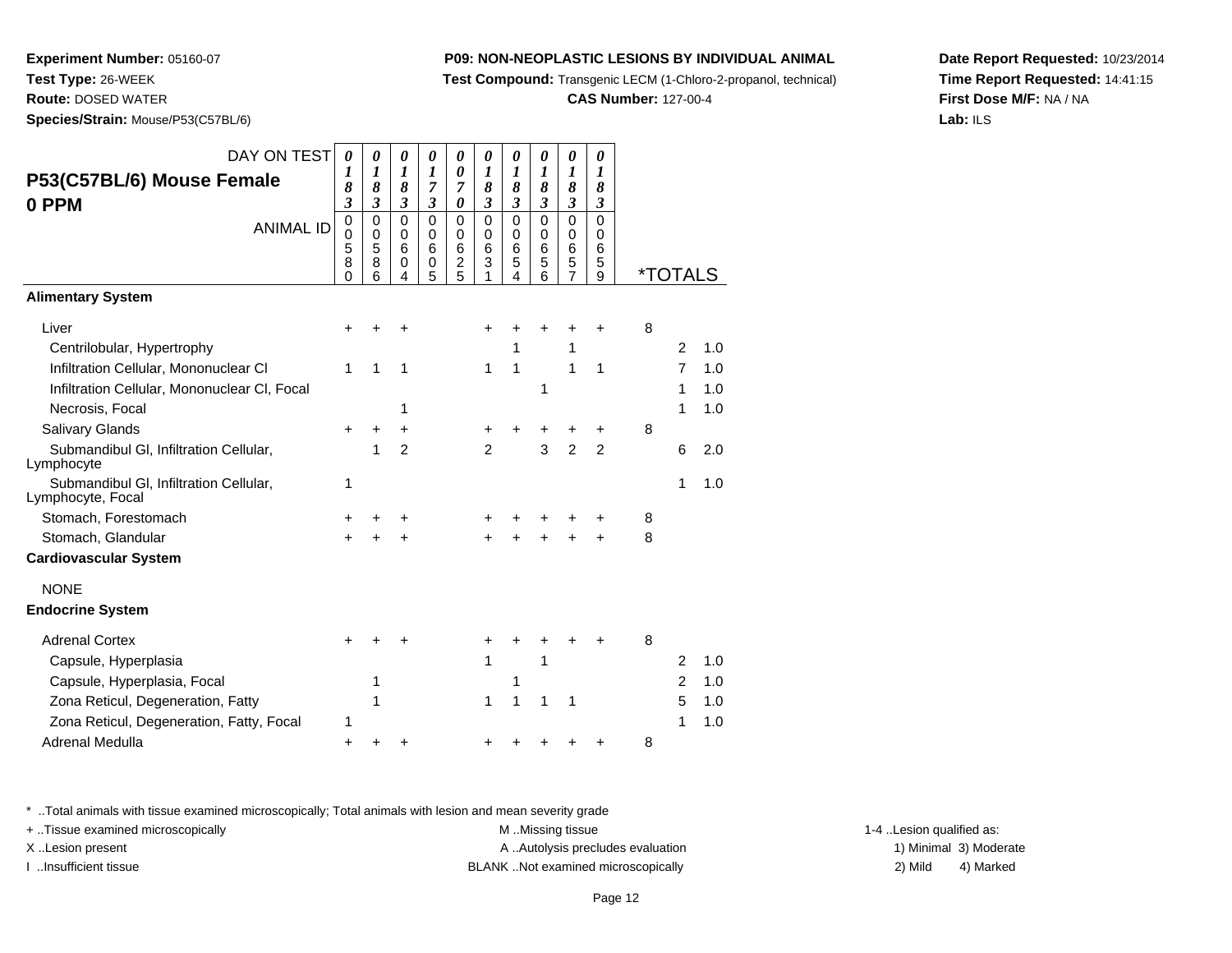**Experiment Number:** 05160-07
**Test Type:** 26-WEEK
**Route:** DOSED WATER
**Species/Strain:** Mouse/P53(C57BL/6)

**P09: NON-NEOPLASTIC LESIONS BY INDIVIDUAL ANIMAL**
**Test Compound:** Transgenic LECM (1-Chloro-2-propanol, technical)
**CAS Number:** 127-00-4

**Date Report Requested:** 10/23/2014
**Time Report Requested:** 14:41:15
**First Dose M/F:** NA / NA
**Lab:** ILS

| P53(C57BL/6) Mouse Female 0 PPM — DAY ON TEST | 0183 | 0183 | 0183 | 0173 | 0070 | 0183 | 0183 | 0183 | 0183 | 0183 | *TOTALS | | |
|---|---|---|---|---|---|---|---|---|---|---|---|---|---|
| ANIMAL ID | 00580 | 00586 | 00604 | 00605 | 00625 | 00631 | 00654 | 00656 | 00657 | 00659 | | | |
| **Alimentary System** | | | | | | | | | | | | | |
| Liver | + | + | + | | | + | + | + | + | + | 8 | | |
| Centrilobular, Hypertrophy | | | | | | | 1 | | 1 | | | 2 | 1.0 |
| Infiltration Cellular, Mononuclear Cl | 1 | 1 | 1 | | | 1 | 1 | | 1 | 1 | | 7 | 1.0 |
| Infiltration Cellular, Mononuclear Cl, Focal | | | | | | | | 1 | | | | 1 | 1.0 |
| Necrosis, Focal | | | 1 | | | | | | | | | 1 | 1.0 |
| Salivary Glands | + | + | + | | | + | + | + | + | + | 8 | | |
| Submandibul Gl, Infiltration Cellular, Lymphocyte | | 1 | 2 | | | 2 | | 3 | 2 | 2 | | 6 | 2.0 |
| Submandibul Gl, Infiltration Cellular, Lymphocyte, Focal | 1 | | | | | | | | | | | 1 | 1.0 |
| Stomach, Forestomach | + | + | + | | | + | + | + | + | + | 8 | | |
| Stomach, Glandular | + | + | + | | | + | + | + | + | + | 8 | | |
| **Cardiovascular System** | | | | | | | | | | | | | |
| NONE | | | | | | | | | | | | | |
| **Endocrine System** | | | | | | | | | | | | | |
| Adrenal Cortex | + | + | + | | | + | + | + | + | + | 8 | | |
| Capsule, Hyperplasia | | | | | | 1 | | 1 | | | | 2 | 1.0 |
| Capsule, Hyperplasia, Focal | | 1 | | | | | 1 | | | | | 2 | 1.0 |
| Zona Reticul, Degeneration, Fatty | | 1 | | | | 1 | 1 | 1 | 1 | | | 5 | 1.0 |
| Zona Reticul, Degeneration, Fatty, Focal | 1 | | | | | | | | | | | 1 | 1.0 |
| Adrenal Medulla | + | + | + | | | + | + | + | + | + | 8 | | |

\* ..Total animals with tissue examined microscopically; Total animals with lesion and mean severity grade
\+ ..Tissue examined microscopically
X ..Lesion present
I ..Insufficient tissue
M ..Missing tissue
A ..Autolysis precludes evaluation
BLANK ..Not examined microscopically
1-4 ..Lesion qualified as:
1) Minimal 3) Moderate
2) Mild 4) Marked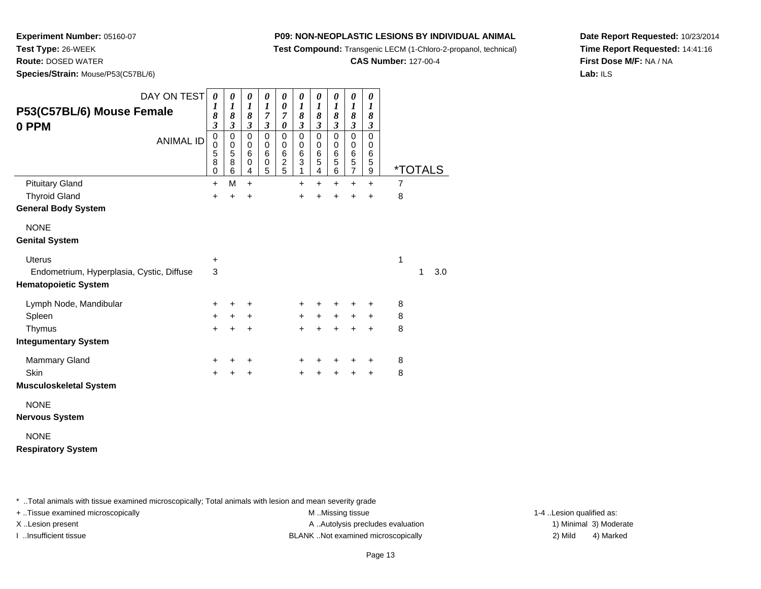**Experiment Number:** 05160-07
**Test Type:** 26-WEEK
**Route:** DOSED WATER
**Species/Strain:** Mouse/P53(C57BL/6)

**P09: NON-NEOPLASTIC LESIONS BY INDIVIDUAL ANIMAL**
**Test Compound:** Transgenic LECM (1-Chloro-2-propanol, technical)
**CAS Number:** 127-00-4

**Date Report Requested:** 10/23/2014
**Time Report Requested:** 14:41:16
**First Dose M/F:** NA / NA
**Lab:** ILS

| P53(C57BL/6) Mouse Female 0 PPM — DAY ON TEST | 0183 | 0183 | 0183 | 0173 | 0070 | 0183 | 0183 | 0183 | 0183 | 0183 | | | |
|---|---|---|---|---|---|---|---|---|---|---|---|---|---|
| ANIMAL ID | 00580 | 00586 | 00604 | 00605 | 00625 | 00631 | 00654 | 00656 | 00657 | 00659 | *TOTALS | | |
| Pituitary Gland | + | M | + | | | + | + | + | + | + | 7 | | |
| Thyroid Gland | + | + | + | | | + | + | + | + | + | 8 | | |
| **General Body System** | | | | | | | | | | | | | |
| NONE | | | | | | | | | | | | | |
| **Genital System** | | | | | | | | | | | | | |
| Uterus | + | | | | | | | | | | 1 | | |
| Endometrium, Hyperplasia, Cystic, Diffuse | 3 | | | | | | | | | | | 1 | 3.0 |
| **Hematopoietic System** | | | | | | | | | | | | | |
| Lymph Node, Mandibular | + | + | + | | | + | + | + | + | + | 8 | | |
| Spleen | + | + | + | | | + | + | + | + | + | 8 | | |
| Thymus | + | + | + | | | + | + | + | + | + | 8 | | |
| **Integumentary System** | | | | | | | | | | | | | |
| Mammary Gland | + | + | + | | | + | + | + | + | + | 8 | | |
| Skin | + | + | + | | | + | + | + | + | + | 8 | | |
| **Musculoskeletal System** | | | | | | | | | | | | | |
| NONE | | | | | | | | | | | | | |
| **Nervous System** | | | | | | | | | | | | | |
| NONE | | | | | | | | | | | | | |
| **Respiratory System** | | | | | | | | | | | | | |

\* ..Total animals with tissue examined microscopically; Total animals with lesion and mean severity grade

+ ..Tissue examined microscopically
X ..Lesion present
I ..Insufficient tissue

M ..Missing tissue
A ..Autolysis precludes evaluation
BLANK ..Not examined microscopically

1-4 ..Lesion qualified as:
1) Minimal 3) Moderate
2) Mild 4) Marked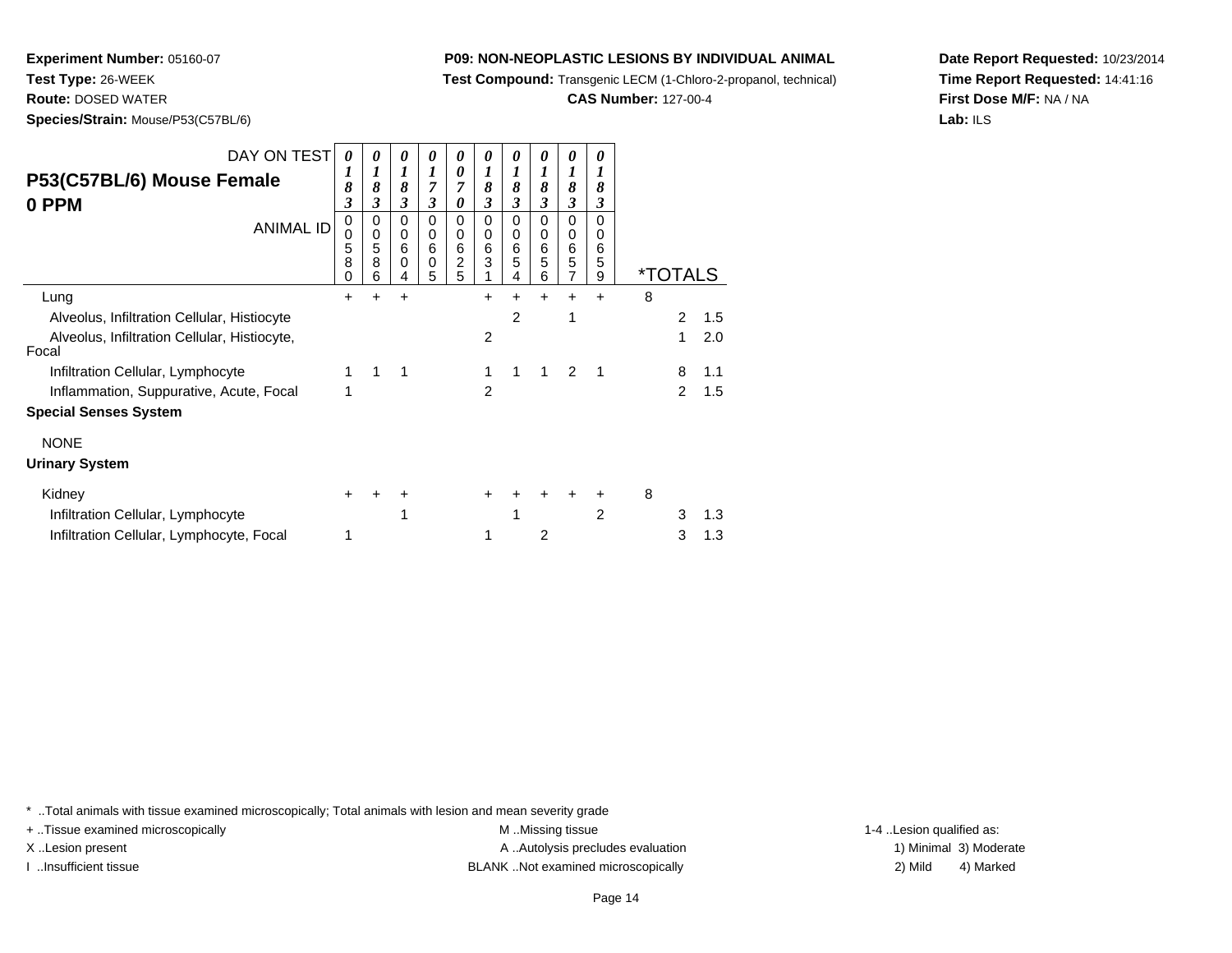**Experiment Number:** 05160-07
**Test Type:** 26-WEEK
**Route:** DOSED WATER
**Species/Strain:** Mouse/P53(C57BL/6)

**P09: NON-NEOPLASTIC LESIONS BY INDIVIDUAL ANIMAL**
**Test Compound:** Transgenic LECM (1-Chloro-2-propanol, technical)
**CAS Number:** 127-00-4

**Date Report Requested:** 10/23/2014
**Time Report Requested:** 14:41:16
**First Dose M/F:** NA / NA
**Lab:** ILS

| P53(C57BL/6) Mouse Female 0 PPM — DAY ON TEST | 0183 | 0183 | 0183 | 0173 | 0070 | 0183 | 0183 | 0183 | 0183 | 0183 | | | |
|---|---|---|---|---|---|---|---|---|---|---|---|---|---|
| ANIMAL ID | 00580 | 00586 | 00604 | 00605 | 00625 | 00631 | 00654 | 00656 | 00657 | 00659 | *TOTALS | | |
| Lung | + | + | + | | | + | + | + | + | + | 8 | | |
| Alveolus, Infiltration Cellular, Histiocyte | | | | | | | 2 | | 1 | | | 2 | 1.5 |
| Alveolus, Infiltration Cellular, Histiocyte, Focal | | | | | | 2 | | | | | | 1 | 2.0 |
| Infiltration Cellular, Lymphocyte | 1 | 1 | 1 | | | 1 | 1 | 1 | 2 | 1 | | 8 | 1.1 |
| Inflammation, Suppurative, Acute, Focal | 1 | | | | | 2 | | | | | | 2 | 1.5 |
| **Special Senses System** | | | | | | | | | | | | | |
| NONE | | | | | | | | | | | | | |
| **Urinary System** | | | | | | | | | | | | | |
| Kidney | + | + | + | | | + | + | + | + | + | 8 | | |
| Infiltration Cellular, Lymphocyte | | | 1 | | | | 1 | | | 2 | | 3 | 1.3 |
| Infiltration Cellular, Lymphocyte, Focal | 1 | | | | | 1 | | 2 | | | | 3 | 1.3 |

* ..Total animals with tissue examined microscopically; Total animals with lesion and mean severity grade
+ ..Tissue examined microscopically
X ..Lesion present
I ..Insufficient tissue
M ..Missing tissue
A ..Autolysis precludes evaluation
BLANK ..Not examined microscopically
1-4 ..Lesion qualified as:
1) Minimal 3) Moderate
2) Mild 4) Marked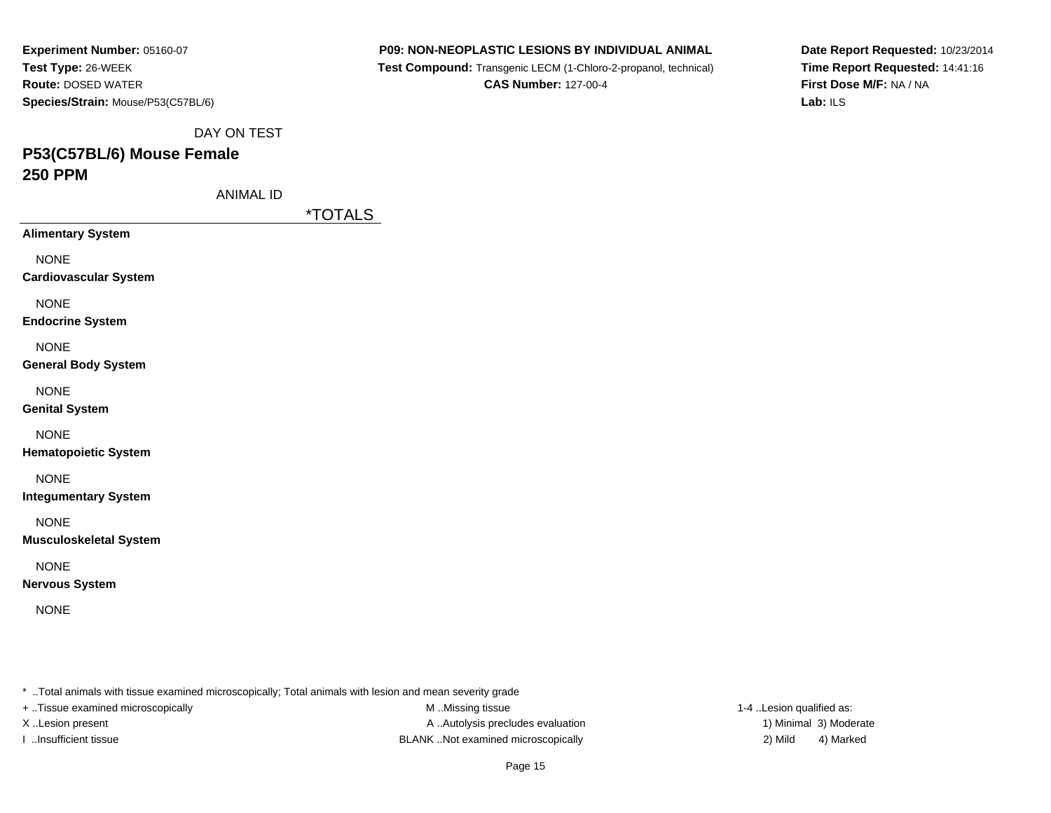**Experiment Number:** 05160-07
**Test Type:** 26-WEEK
**Route:** DOSED WATER
**Species/Strain:** Mouse/P53(C57BL/6)

**P09: NON-NEOPLASTIC LESIONS BY INDIVIDUAL ANIMAL**
**Test Compound:** Transgenic LECM (1-Chloro-2-propanol, technical)
**CAS Number:** 127-00-4

**Date Report Requested:** 10/23/2014
**Time Report Requested:** 14:41:16
**First Dose M/F:** NA / NA
**Lab:** ILS

DAY ON TEST

## P53(C57BL/6) Mouse Female
## 250 PPM

ANIMAL ID

| | *TOTALS |
|---|---|
| **Alimentary System** | |
| NONE | |
| **Cardiovascular System** | |
| NONE | |
| **Endocrine System** | |
| NONE | |
| **General Body System** | |
| NONE | |
| **Genital System** | |
| NONE | |
| **Hematopoietic System** | |
| NONE | |
| **Integumentary System** | |
| NONE | |
| **Musculoskeletal System** | |
| NONE | |
| **Nervous System** | |
| NONE | |

* ..Total animals with tissue examined microscopically; Total animals with lesion and mean severity grade
+ ..Tissue examined microscopically
X ..Lesion present
I ..Insufficient tissue

M ..Missing tissue
A ..Autolysis precludes evaluation
BLANK ..Not examined microscopically

1-4 ..Lesion qualified as:
1) Minimal 3) Moderate
2) Mild 4) Marked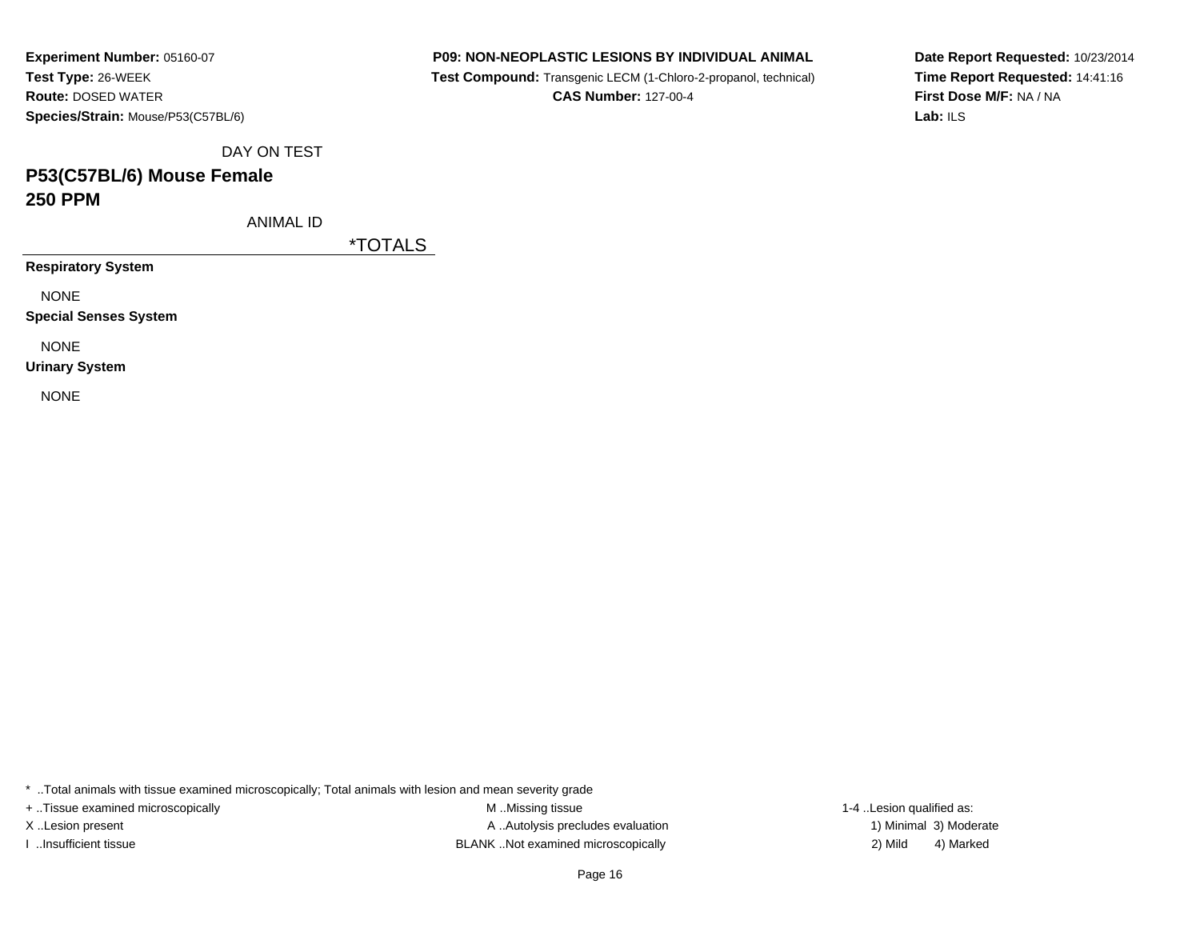**Experiment Number:** 05160-07
**Test Type:** 26-WEEK
**Route:** DOSED WATER
**Species/Strain:** Mouse/P53(C57BL/6)

**P09: NON-NEOPLASTIC LESIONS BY INDIVIDUAL ANIMAL**
**Test Compound:** Transgenic LECM (1-Chloro-2-propanol, technical)
**CAS Number:** 127-00-4

**Date Report Requested:** 10/23/2014
**Time Report Requested:** 14:41:16
**First Dose M/F:** NA / NA
**Lab:** ILS

DAY ON TEST

## P53(C57BL/6) Mouse Female
## 250 PPM

ANIMAL ID

| | *TOTALS |
|---|---|
| **Respiratory System** | |
| NONE | |
| **Special Senses System** | |
| NONE | |
| **Urinary System** | |
| NONE | |

* ..Total animals with tissue examined microscopically; Total animals with lesion and mean severity grade
+ ..Tissue examined microscopically
X ..Lesion present
I ..Insufficient tissue
M ..Missing tissue
A ..Autolysis precludes evaluation
BLANK ..Not examined microscopically
1-4 ..Lesion qualified as:
1) Minimal 3) Moderate
2) Mild 4) Marked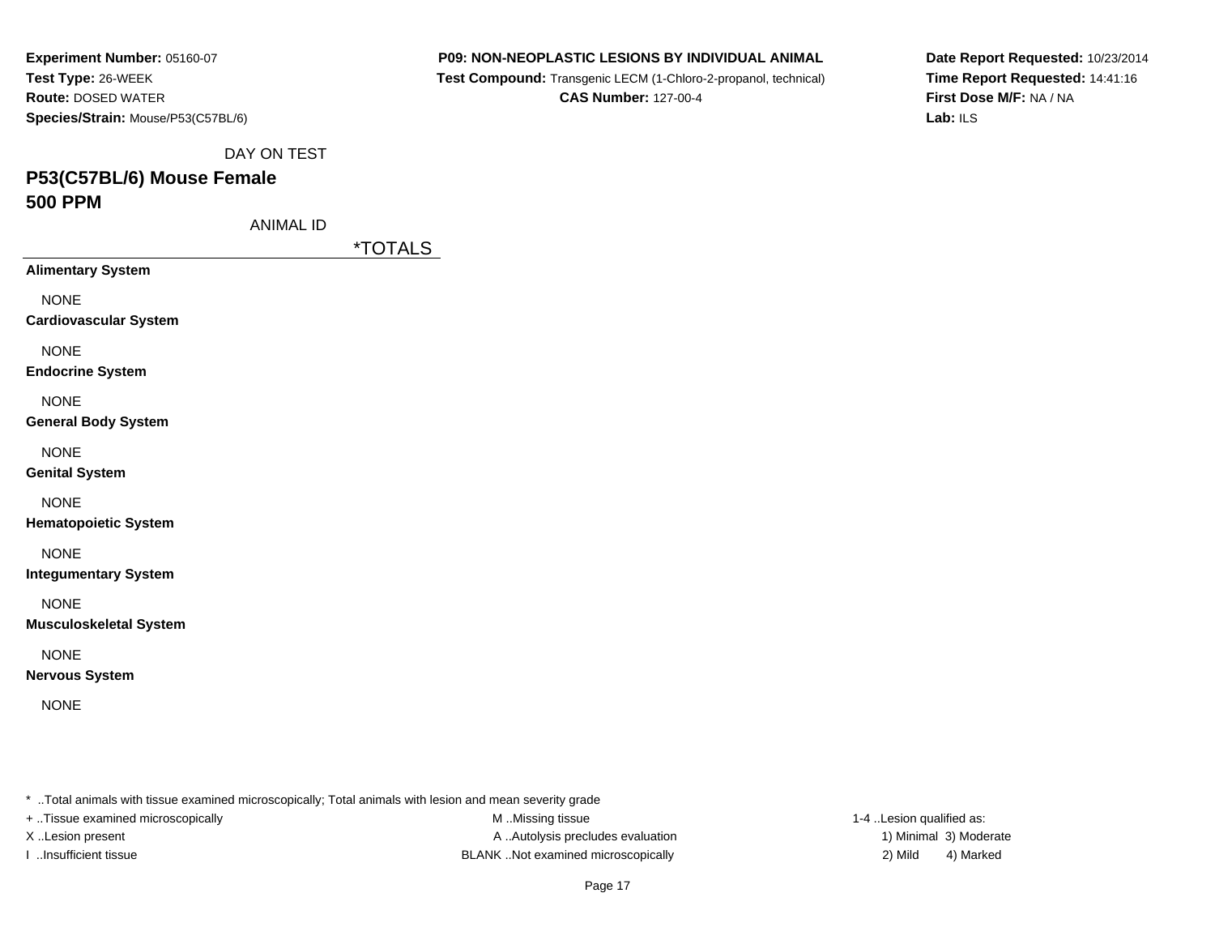**Experiment Number:** 05160-07
**Test Type:** 26-WEEK
**Route:** DOSED WATER
**Species/Strain:** Mouse/P53(C57BL/6)

**P09: NON-NEOPLASTIC LESIONS BY INDIVIDUAL ANIMAL**
**Test Compound:** Transgenic LECM (1-Chloro-2-propanol, technical)
**CAS Number:** 127-00-4

**Date Report Requested:** 10/23/2014
**Time Report Requested:** 14:41:16
**First Dose M/F:** NA / NA
**Lab:** ILS

DAY ON TEST

## P53(C57BL/6) Mouse Female
## 500 PPM

ANIMAL ID

| | *TOTALS |
|---|---|
| **Alimentary System** | |
| NONE | |
| **Cardiovascular System** | |
| NONE | |
| **Endocrine System** | |
| NONE | |
| **General Body System** | |
| NONE | |
| **Genital System** | |
| NONE | |
| **Hematopoietic System** | |
| NONE | |
| **Integumentary System** | |
| NONE | |
| **Musculoskeletal System** | |
| NONE | |
| **Nervous System** | |
| NONE | |

* ..Total animals with tissue examined microscopically; Total animals with lesion and mean severity grade
+ ..Tissue examined microscopically
X ..Lesion present
I ..Insufficient tissue

M ..Missing tissue
A ..Autolysis precludes evaluation
BLANK ..Not examined microscopically

1-4 ..Lesion qualified as:
1) Minimal 3) Moderate
2) Mild 4) Marked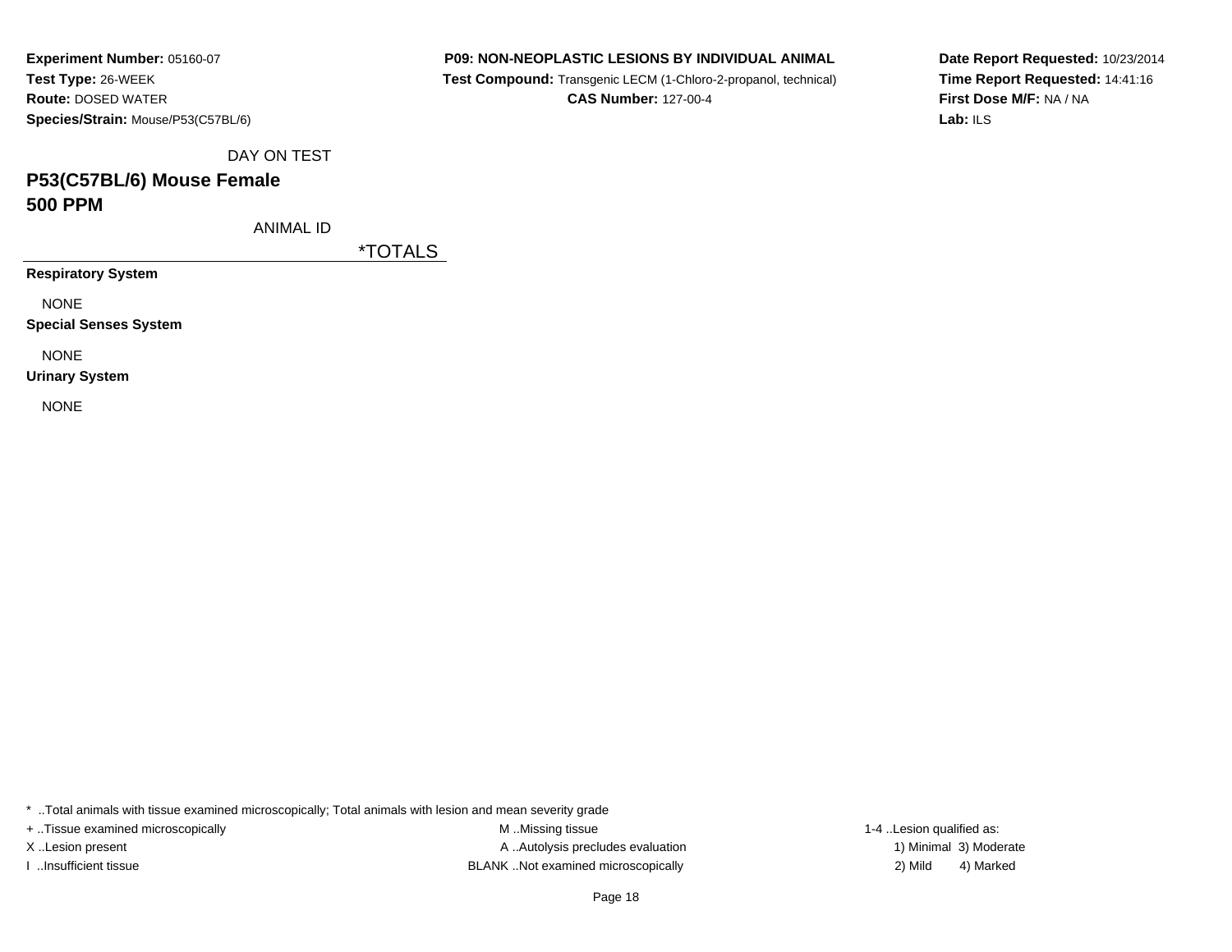**Experiment Number:** 05160-07
**Test Type:** 26-WEEK
**Route:** DOSED WATER
**Species/Strain:** Mouse/P53(C57BL/6)

**P09: NON-NEOPLASTIC LESIONS BY INDIVIDUAL ANIMAL**
**Test Compound:** Transgenic LECM (1-Chloro-2-propanol, technical)
**CAS Number:** 127-00-4

**Date Report Requested:** 10/23/2014
**Time Report Requested:** 14:41:16
**First Dose M/F:** NA / NA
**Lab:** ILS

DAY ON TEST

## P53(C57BL/6) Mouse Female
## 500 PPM

ANIMAL ID

*TOTALS

**Respiratory System**

NONE

**Special Senses System**

NONE

**Urinary System**

NONE

* ..Total animals with tissue examined microscopically; Total animals with lesion and mean severity grade
+ ..Tissue examined microscopically
X ..Lesion present
I ..Insufficient tissue
M ..Missing tissue
A ..Autolysis precludes evaluation
BLANK ..Not examined microscopically
1-4 ..Lesion qualified as:
1) Minimal 3) Moderate
2) Mild 4) Marked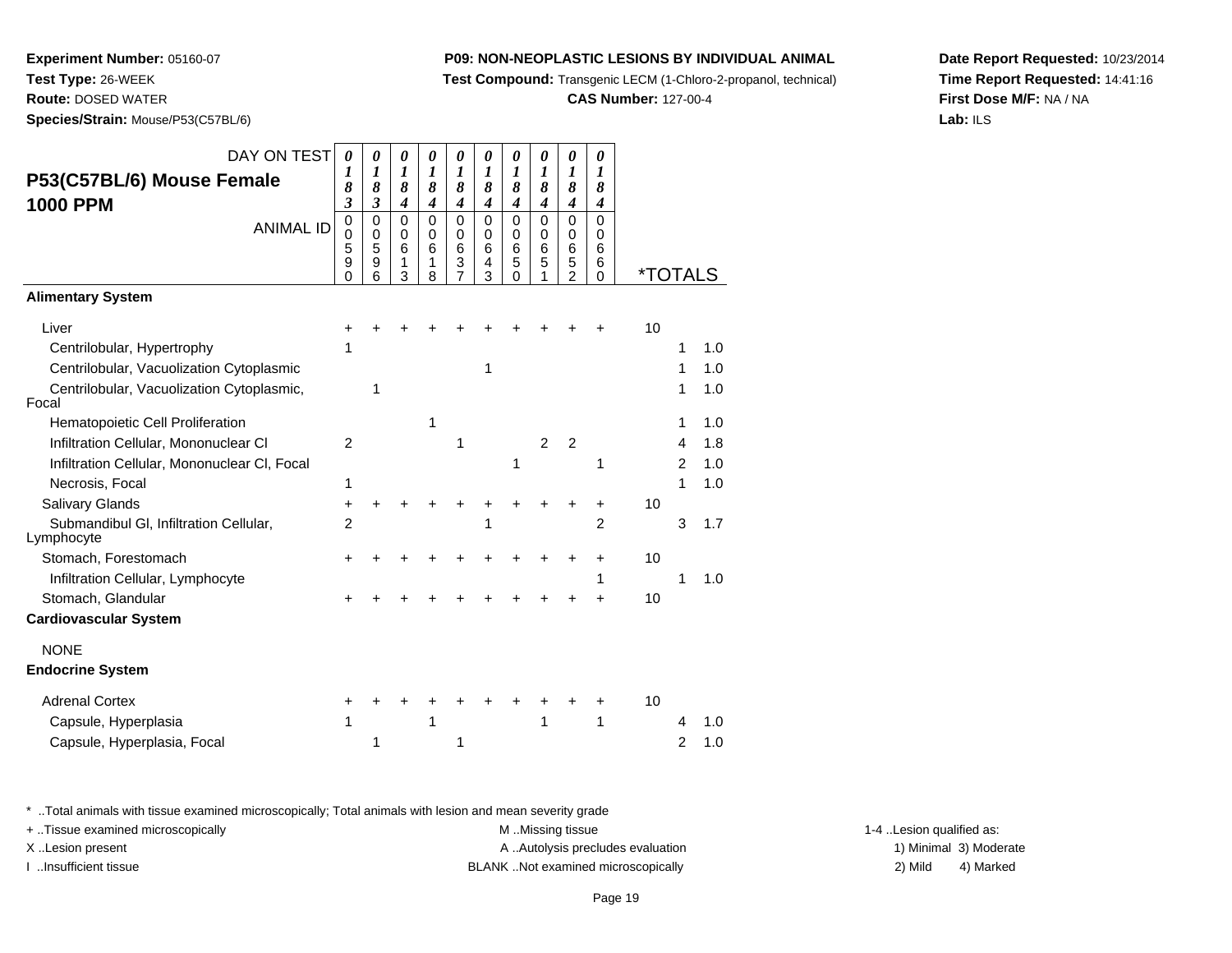**Experiment Number:** 05160-07
**Test Type:** 26-WEEK
**Route:** DOSED WATER
**Species/Strain:** Mouse/P53(C57BL/6)

**P09: NON-NEOPLASTIC LESIONS BY INDIVIDUAL ANIMAL**
**Test Compound:** Transgenic LECM (1-Chloro-2-propanol, technical)
**CAS Number:** 127-00-4

**Date Report Requested:** 10/23/2014
**Time Report Requested:** 14:41:16
**First Dose M/F:** NA / NA
**Lab:** ILS

## P53(C57BL/6) Mouse Female 1000 PPM

| DAY ON TEST | 0183 | 0183 | 0184 | 0184 | 0184 | 0184 | 0184 | 0184 | 0184 | 0184 | *TOTALS | | |
|---|---|---|---|---|---|---|---|---|---|---|---|---|---|
| ANIMAL ID | 00590 | 00596 | 00613 | 00618 | 00637 | 00643 | 00650 | 00651 | 00652 | 00660 | | | |
| **Alimentary System** | | | | | | | | | | | | | |
| Liver | + | + | + | + | + | + | + | + | + | + | 10 | | |
| Centrilobular, Hypertrophy | 1 | | | | | | | | | | | 1 | 1.0 |
| Centrilobular, Vacuolization Cytoplasmic | | | | | | 1 | | | | | | 1 | 1.0 |
| Centrilobular, Vacuolization Cytoplasmic, Focal | | 1 | | | | | | | | | | 1 | 1.0 |
| Hematopoietic Cell Proliferation | | | | 1 | | | | | | | | 1 | 1.0 |
| Infiltration Cellular, Mononuclear Cl | 2 | | | | 1 | | | 2 | 2 | | | 4 | 1.8 |
| Infiltration Cellular, Mononuclear Cl, Focal | | | | | | | 1 | | | 1 | | 2 | 1.0 |
| Necrosis, Focal | 1 | | | | | | | | | | | 1 | 1.0 |
| Salivary Glands | + | + | + | + | + | + | + | + | + | + | 10 | | |
| Submandibul Gl, Infiltration Cellular, Lymphocyte | 2 | | | | | 1 | | | | 2 | | 3 | 1.7 |
| Stomach, Forestomach | + | + | + | + | + | + | + | + | + | + | 10 | | |
| Infiltration Cellular, Lymphocyte | | | | | | | | | | 1 | | 1 | 1.0 |
| Stomach, Glandular | + | + | + | + | + | + | + | + | + | + | 10 | | |
| **Cardiovascular System** | | | | | | | | | | | | | |
| NONE | | | | | | | | | | | | | |
| **Endocrine System** | | | | | | | | | | | | | |
| Adrenal Cortex | + | + | + | + | + | + | + | + | + | + | 10 | | |
| Capsule, Hyperplasia | 1 | | | 1 | | | | 1 | | 1 | | 4 | 1.0 |
| Capsule, Hyperplasia, Focal | | 1 | | | 1 | | | | | | | 2 | 1.0 |

\* ..Total animals with tissue examined microscopically; Total animals with lesion and mean severity grade
+ ..Tissue examined microscopically
X ..Lesion present
I ..Insufficient tissue

M ..Missing tissue
A ..Autolysis precludes evaluation
BLANK ..Not examined microscopically

1-4 ..Lesion qualified as:
1) Minimal 3) Moderate
2) Mild 4) Marked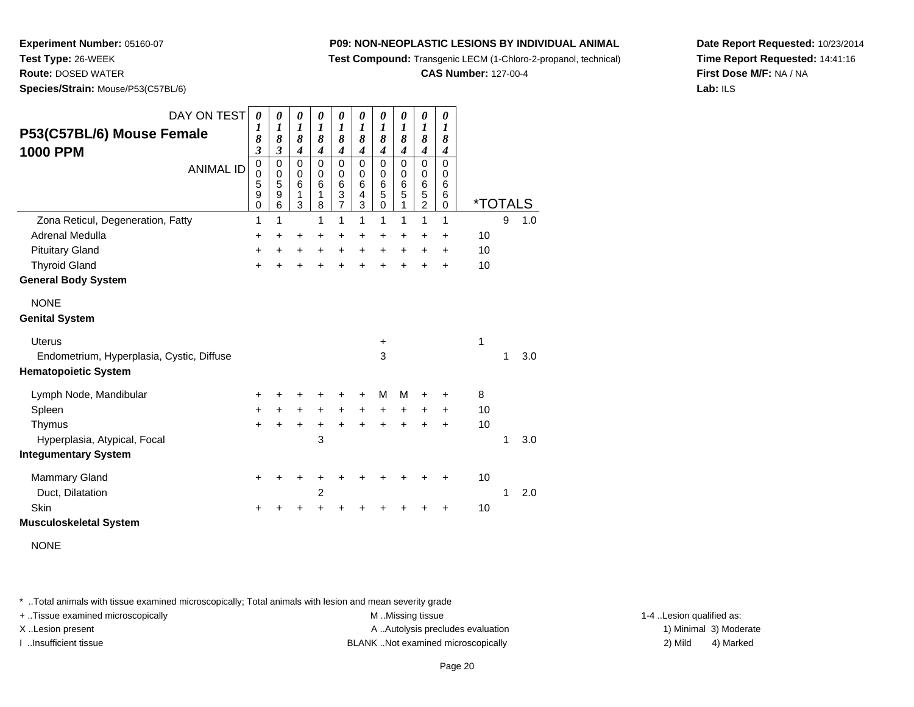**Experiment Number:** 05160-07
**Test Type:** 26-WEEK
**Route:** DOSED WATER
**Species/Strain:** Mouse/P53(C57BL/6)

**P09: NON-NEOPLASTIC LESIONS BY INDIVIDUAL ANIMAL**
**Test Compound:** Transgenic LECM (1-Chloro-2-propanol, technical)
**CAS Number:** 127-00-4

**Date Report Requested:** 10/23/2014
**Time Report Requested:** 14:41:16
**First Dose M/F:** NA / NA
**Lab:** ILS

## P53(C57BL/6) Mouse Female 1000 PPM

| DAY ON TEST | 0183 | 0183 | 0184 | 0184 | 0184 | 0184 | 0184 | 0184 | 0184 | 0184 | *TOTALS | | |
|---|---|---|---|---|---|---|---|---|---|---|---|---|---|
| ANIMAL ID | 00590 | 00596 | 00613 | 00618 | 00637 | 00643 | 00650 | 00651 | 00652 | 00660 | | | |
| Zona Reticul, Degeneration, Fatty | 1 | 1 | | 1 | 1 | 1 | 1 | 1 | 1 | 1 | | 9 | 1.0 |
| Adrenal Medulla | + | + | + | + | + | + | + | + | + | + | 10 | | |
| Pituitary Gland | + | + | + | + | + | + | + | + | + | + | 10 | | |
| Thyroid Gland | + | + | + | + | + | + | + | + | + | + | 10 | | |
| **General Body System** | | | | | | | | | | | | | |
| NONE | | | | | | | | | | | | | |
| **Genital System** | | | | | | | | | | | | | |
| Uterus | | | | | | | + | | | | 1 | | |
| Endometrium, Hyperplasia, Cystic, Diffuse | | | | | | | 3 | | | | | 1 | 3.0 |
| **Hematopoietic System** | | | | | | | | | | | | | |
| Lymph Node, Mandibular | + | + | + | + | + | + | M | M | + | + | 8 | | |
| Spleen | + | + | + | + | + | + | + | + | + | + | 10 | | |
| Thymus | + | + | + | + | + | + | + | + | + | + | 10 | | |
| Hyperplasia, Atypical, Focal | | | | 3 | | | | | | | | 1 | 3.0 |
| **Integumentary System** | | | | | | | | | | | | | |
| Mammary Gland | + | + | + | + | + | + | + | + | + | + | 10 | | |
| Duct, Dilatation | | | | 2 | | | | | | | | 1 | 2.0 |
| Skin | + | + | + | + | + | + | + | + | + | + | 10 | | |
| **Musculoskeletal System** | | | | | | | | | | | | | |
| NONE | | | | | | | | | | | | | |

* ..Total animals with tissue examined microscopically; Total animals with lesion and mean severity grade
+ ..Tissue examined microscopically
X ..Lesion present
I ..Insufficient tissue

M ..Missing tissue
A ..Autolysis precludes evaluation
BLANK ..Not examined microscopically

1-4 ..Lesion qualified as:
1) Minimal 3) Moderate
2) Mild 4) Marked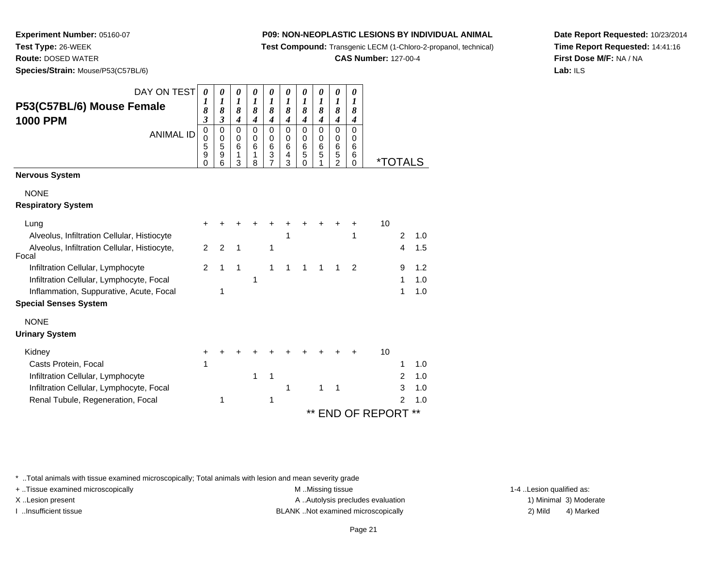**Experiment Number:** 05160-07
**Test Type:** 26-WEEK
**Route:** DOSED WATER
**Species/Strain:** Mouse/P53(C57BL/6)

**P09: NON-NEOPLASTIC LESIONS BY INDIVIDUAL ANIMAL**
**Test Compound:** Transgenic LECM (1-Chloro-2-propanol, technical)
**CAS Number:** 127-00-4

**Date Report Requested:** 10/23/2014
**Time Report Requested:** 14:41:16
**First Dose M/F:** NA / NA
**Lab:** ILS

## P53(C57BL/6) Mouse Female 1000 PPM

| DAY ON TEST | 0183 | 0183 | 0184 | 0184 | 0184 | 0184 | 0184 | 0184 | 0184 | 0184 | | | |
|---|---|---|---|---|---|---|---|---|---|---|---|---|---|
| ANIMAL ID | 00590 | 00596 | 00613 | 00618 | 00637 | 00643 | 00650 | 00651 | 00652 | 00660 | *TOTALS | | |
| **Nervous System** | | | | | | | | | | | | | |
| NONE | | | | | | | | | | | | | |
| **Respiratory System** | | | | | | | | | | | | | |
| Lung | + | + | + | + | + | + | + | + | + | + | 10 | | |
| Alveolus, Infiltration Cellular, Histiocyte | | | | | | 1 | | | | 1 | | 2 | 1.0 |
| Alveolus, Infiltration Cellular, Histiocyte, Focal | 2 | 2 | 1 | | 1 | | | | | | | 4 | 1.5 |
| Infiltration Cellular, Lymphocyte | 2 | 1 | 1 | | 1 | 1 | 1 | 1 | 1 | 2 | | 9 | 1.2 |
| Infiltration Cellular, Lymphocyte, Focal | | | | 1 | | | | | | | | 1 | 1.0 |
| Inflammation, Suppurative, Acute, Focal | | 1 | | | | | | | | | | 1 | 1.0 |
| **Special Senses System** | | | | | | | | | | | | | |
| NONE | | | | | | | | | | | | | |
| **Urinary System** | | | | | | | | | | | | | |
| Kidney | + | + | + | + | + | + | + | + | + | + | 10 | | |
| Casts Protein, Focal | 1 | | | | | | | | | | | 1 | 1.0 |
| Infiltration Cellular, Lymphocyte | | | | 1 | 1 | | | | | | | 2 | 1.0 |
| Infiltration Cellular, Lymphocyte, Focal | | | | | | 1 | | 1 | 1 | | | 3 | 1.0 |
| Renal Tubule, Regeneration, Focal | | 1 | | | 1 | | | | | | | 2 | 1.0 |

** END OF REPORT **

* ..Total animals with tissue examined microscopically; Total animals with lesion and mean severity grade
+ ..Tissue examined microscopically
X ..Lesion present
I ..Insufficient tissue
M ..Missing tissue
A ..Autolysis precludes evaluation
BLANK ..Not examined microscopically
1-4 ..Lesion qualified as:
1) Minimal 3) Moderate
2) Mild 4) Marked